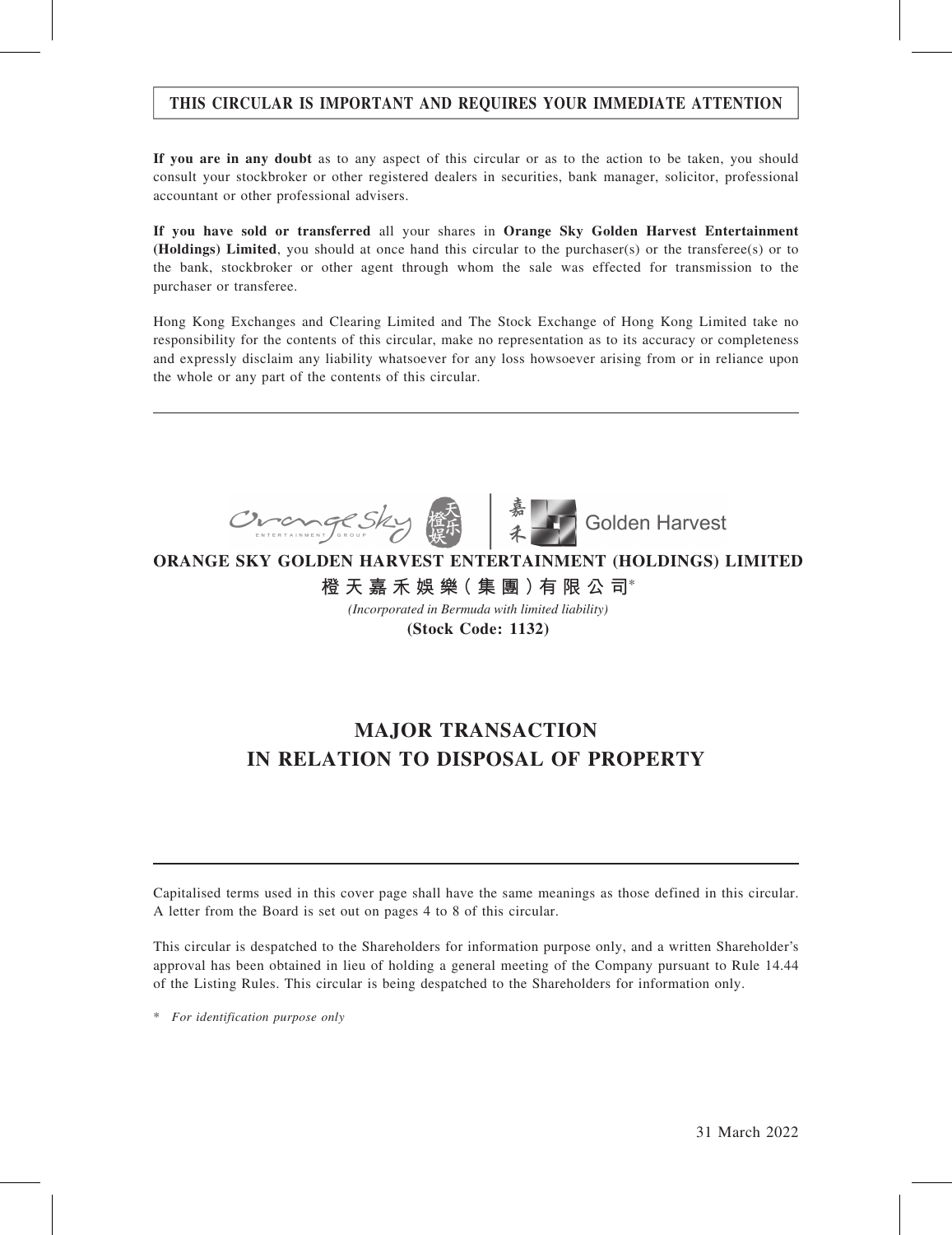**THIS CIRCULAR IS IMPORTANT AND REQUIRES YOUR IMMEDIATE ATTENTION**

**If you are in any doubt** as to any aspect of this circular or as to the action to be taken, you should consult your stockbroker or other registered dealers in securities, bank manager, solicitor, professional accountant or other professional advisers.

**If you have sold or transferred** all your shares in **Orange Sky Golden Harvest Entertainment (Holdings) Limited**, you should at once hand this circular to the purchaser(s) or the transferee(s) or to the bank, stockbroker or other agent through whom the sale was effected for transmission to the purchaser or transferee.

Hong Kong Exchanges and Clearing Limited and The Stock Exchange of Hong Kong Limited take no responsibility for the contents of this circular, make no representation as to its accuracy or completeness and expressly disclaim any liability whatsoever for any loss howsoever arising from or in reliance upon the whole or any part of the contents of this circular.

**ORANGE SKY GOLDEN HARVEST ENTERTAINMENT (HOLDINGS) LIMITED**

**橙天嘉禾娛樂(集團)有限公司***

*(Incorporated in Bermuda with limited liability)*

**(Stock Code: 1132)**

# MAJOR TRANSACTION IN RELATION TO DISPOSAL OF PROPERTY

Capitalised terms used in this cover page shall have the same meanings as those defined in this circular. A letter from the Board is set out on pages 4 to 8 of this circular.

This circular is despatched to the Shareholders for information purpose only, and a written Shareholder's approval has been obtained in lieu of holding a general meeting of the Company pursuant to Rule 14.44 of the Listing Rules. This circular is being despatched to the Shareholders for information only.

\* *For identification purpose only*

31 March 2022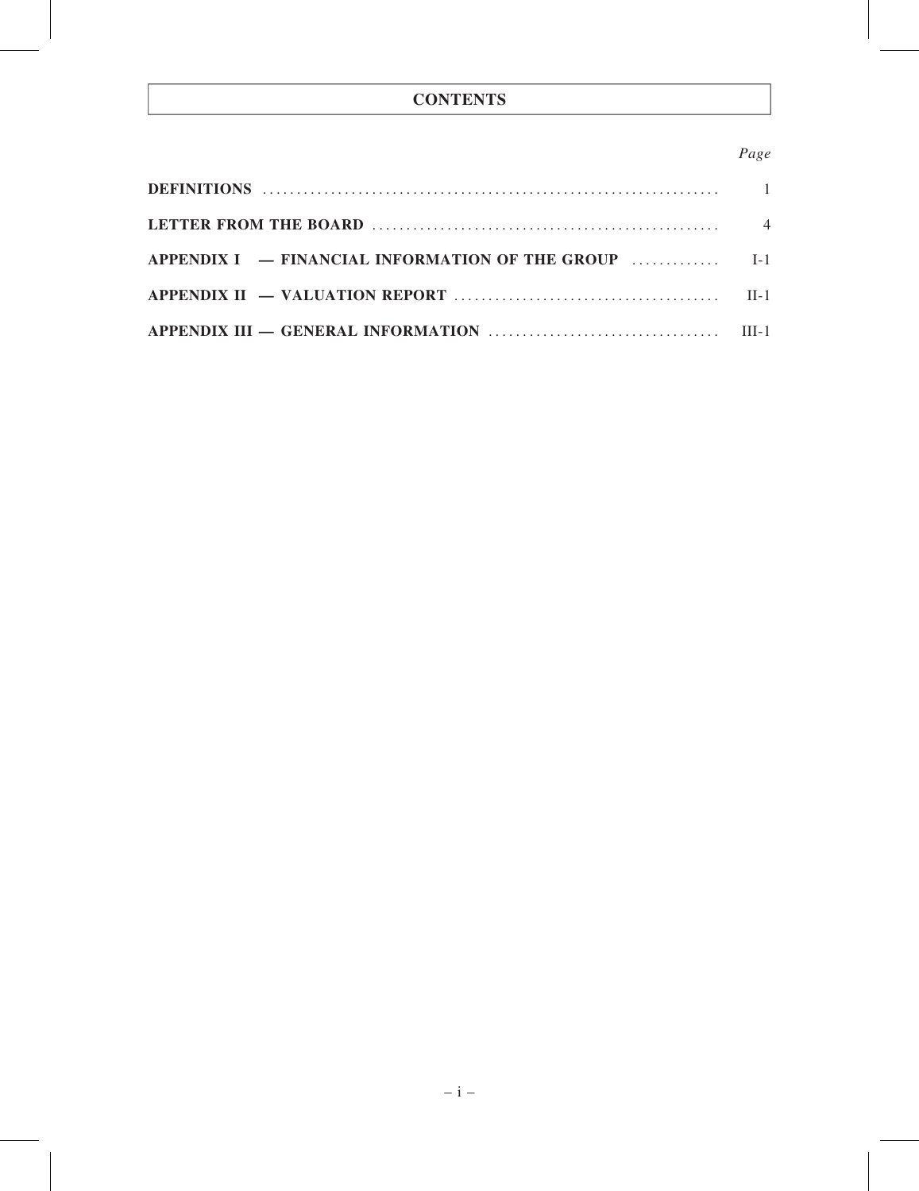# CONTENTS

| | *Page* |
|---|---|
| **DEFINITIONS** | 1 |
| **LETTER FROM THE BOARD** | 4 |
| **APPENDIX I — FINANCIAL INFORMATION OF THE GROUP** | I-1 |
| **APPENDIX II — VALUATION REPORT** | II-1 |
| **APPENDIX III — GENERAL INFORMATION** | III-1 |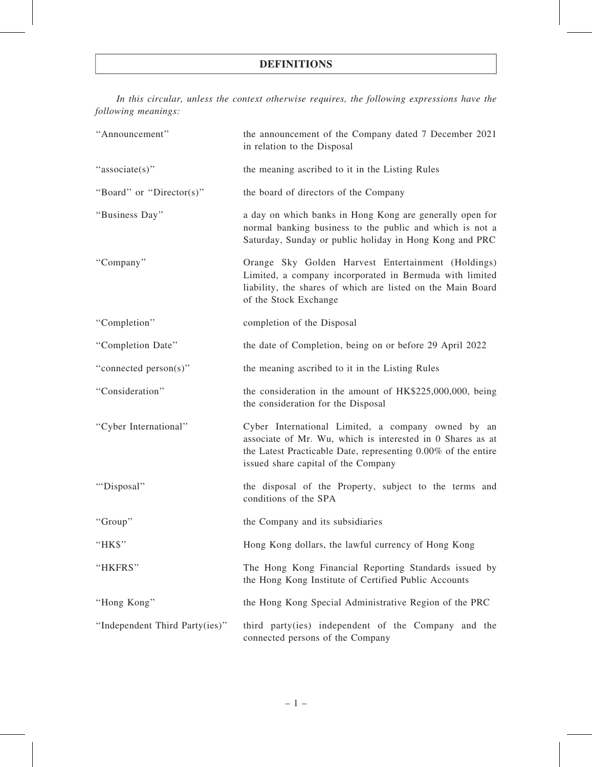# DEFINITIONS

*In this circular, unless the context otherwise requires, the following expressions have the following meanings:*

| | |
|---|---|
| "Announcement" | the announcement of the Company dated 7 December 2021 in relation to the Disposal |
| "associate(s)" | the meaning ascribed to it in the Listing Rules |
| "Board" or "Director(s)" | the board of directors of the Company |
| "Business Day" | a day on which banks in Hong Kong are generally open for normal banking business to the public and which is not a Saturday, Sunday or public holiday in Hong Kong and PRC |
| "Company" | Orange Sky Golden Harvest Entertainment (Holdings) Limited, a company incorporated in Bermuda with limited liability, the shares of which are listed on the Main Board of the Stock Exchange |
| "Completion" | completion of the Disposal |
| "Completion Date" | the date of Completion, being on or before 29 April 2022 |
| "connected person(s)" | the meaning ascribed to it in the Listing Rules |
| "Consideration" | the consideration in the amount of HK$225,000,000, being the consideration for the Disposal |
| "Cyber International" | Cyber International Limited, a company owned by an associate of Mr. Wu, which is interested in 0 Shares as at the Latest Practicable Date, representing 0.00% of the entire issued share capital of the Company |
| "'Disposal" | the disposal of the Property, subject to the terms and conditions of the SPA |
| "Group" | the Company and its subsidiaries |
| "HK$" | Hong Kong dollars, the lawful currency of Hong Kong |
| "HKFRS" | The Hong Kong Financial Reporting Standards issued by the Hong Kong Institute of Certified Public Accounts |
| "Hong Kong" | the Hong Kong Special Administrative Region of the PRC |
| "Independent Third Party(ies)" | third party(ies) independent of the Company and the connected persons of the Company |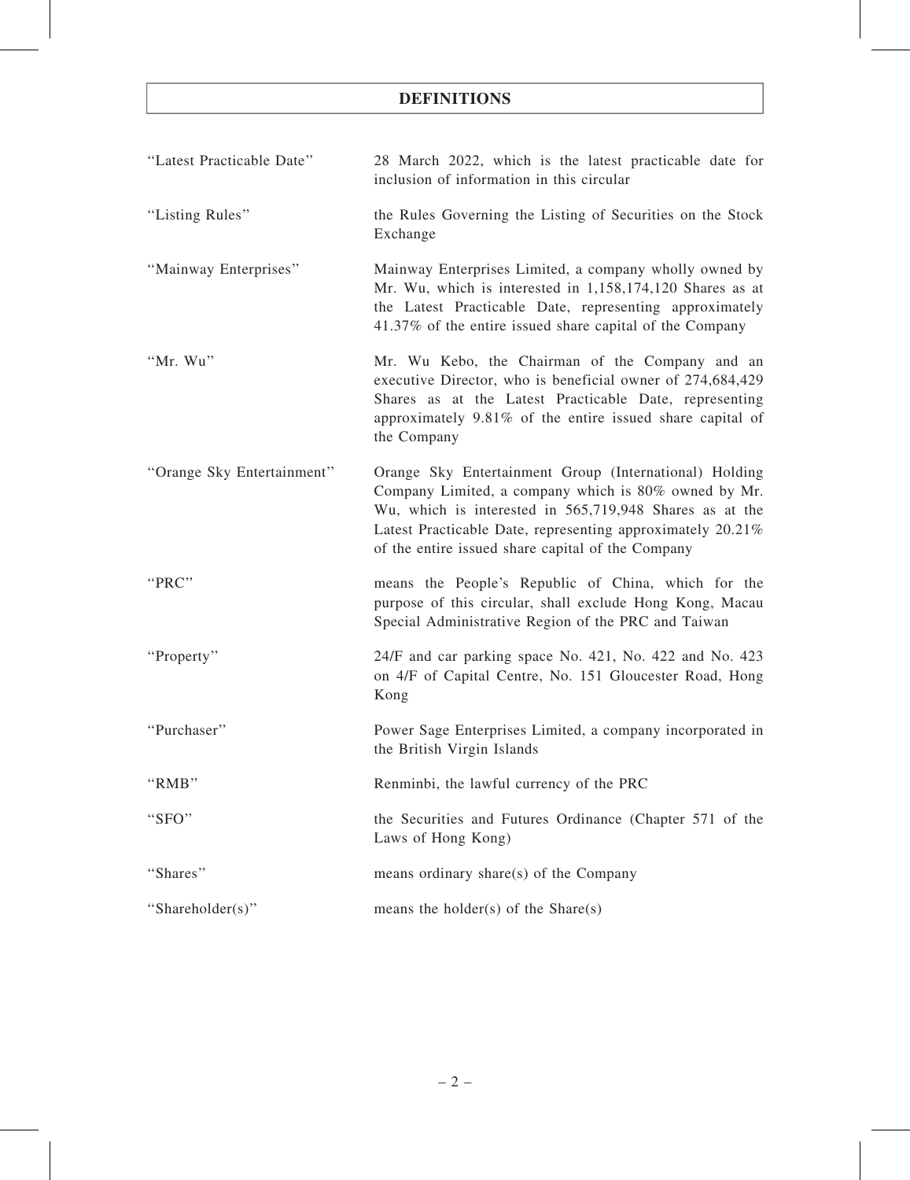# DEFINITIONS

| | |
|---|---|
| "Latest Practicable Date" | 28 March 2022, which is the latest practicable date for inclusion of information in this circular |
| "Listing Rules" | the Rules Governing the Listing of Securities on the Stock Exchange |
| "Mainway Enterprises" | Mainway Enterprises Limited, a company wholly owned by Mr. Wu, which is interested in 1,158,174,120 Shares as at the Latest Practicable Date, representing approximately 41.37% of the entire issued share capital of the Company |
| "Mr. Wu" | Mr. Wu Kebo, the Chairman of the Company and an executive Director, who is beneficial owner of 274,684,429 Shares as at the Latest Practicable Date, representing approximately 9.81% of the entire issued share capital of the Company |
| "Orange Sky Entertainment" | Orange Sky Entertainment Group (International) Holding Company Limited, a company which is 80% owned by Mr. Wu, which is interested in 565,719,948 Shares as at the Latest Practicable Date, representing approximately 20.21% of the entire issued share capital of the Company |
| "PRC" | means the People's Republic of China, which for the purpose of this circular, shall exclude Hong Kong, Macau Special Administrative Region of the PRC and Taiwan |
| "Property" | 24/F and car parking space No. 421, No. 422 and No. 423 on 4/F of Capital Centre, No. 151 Gloucester Road, Hong Kong |
| "Purchaser" | Power Sage Enterprises Limited, a company incorporated in the British Virgin Islands |
| "RMB" | Renminbi, the lawful currency of the PRC |
| "SFO" | the Securities and Futures Ordinance (Chapter 571 of the Laws of Hong Kong) |
| "Shares" | means ordinary share(s) of the Company |
| "Shareholder(s)" | means the holder(s) of the Share(s) |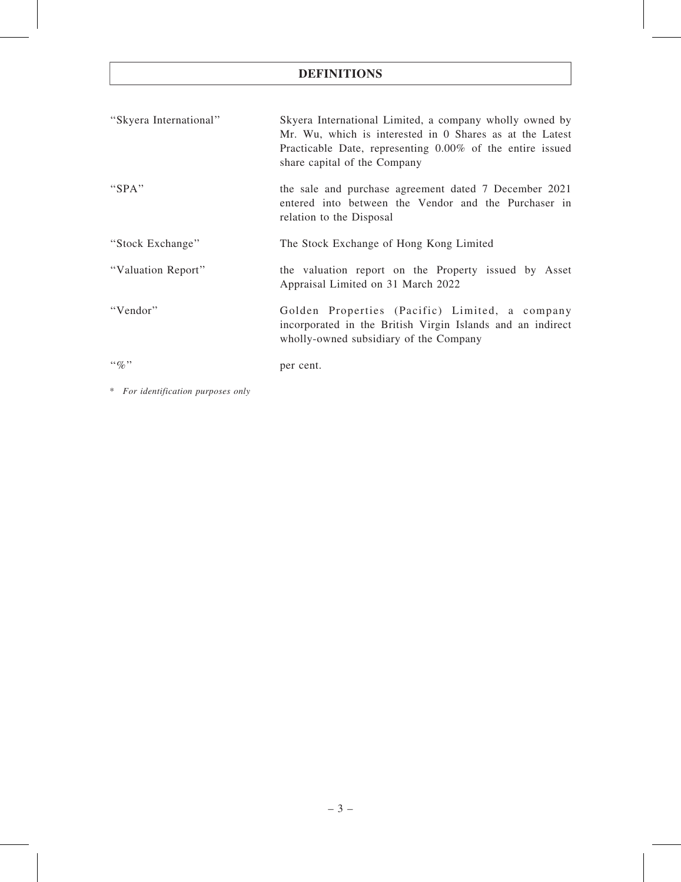# DEFINITIONS

| | |
|---|---|
| "Skyera International" | Skyera International Limited, a company wholly owned by Mr. Wu, which is interested in 0 Shares as at the Latest Practicable Date, representing 0.00% of the entire issued share capital of the Company |
| "SPA" | the sale and purchase agreement dated 7 December 2021 entered into between the Vendor and the Purchaser in relation to the Disposal |
| "Stock Exchange" | The Stock Exchange of Hong Kong Limited |
| "Valuation Report" | the valuation report on the Property issued by Asset Appraisal Limited on 31 March 2022 |
| "Vendor" | Golden Properties (Pacific) Limited, a company incorporated in the British Virgin Islands and an indirect wholly-owned subsidiary of the Company |
| "%" | per cent. |

\* *For identification purposes only*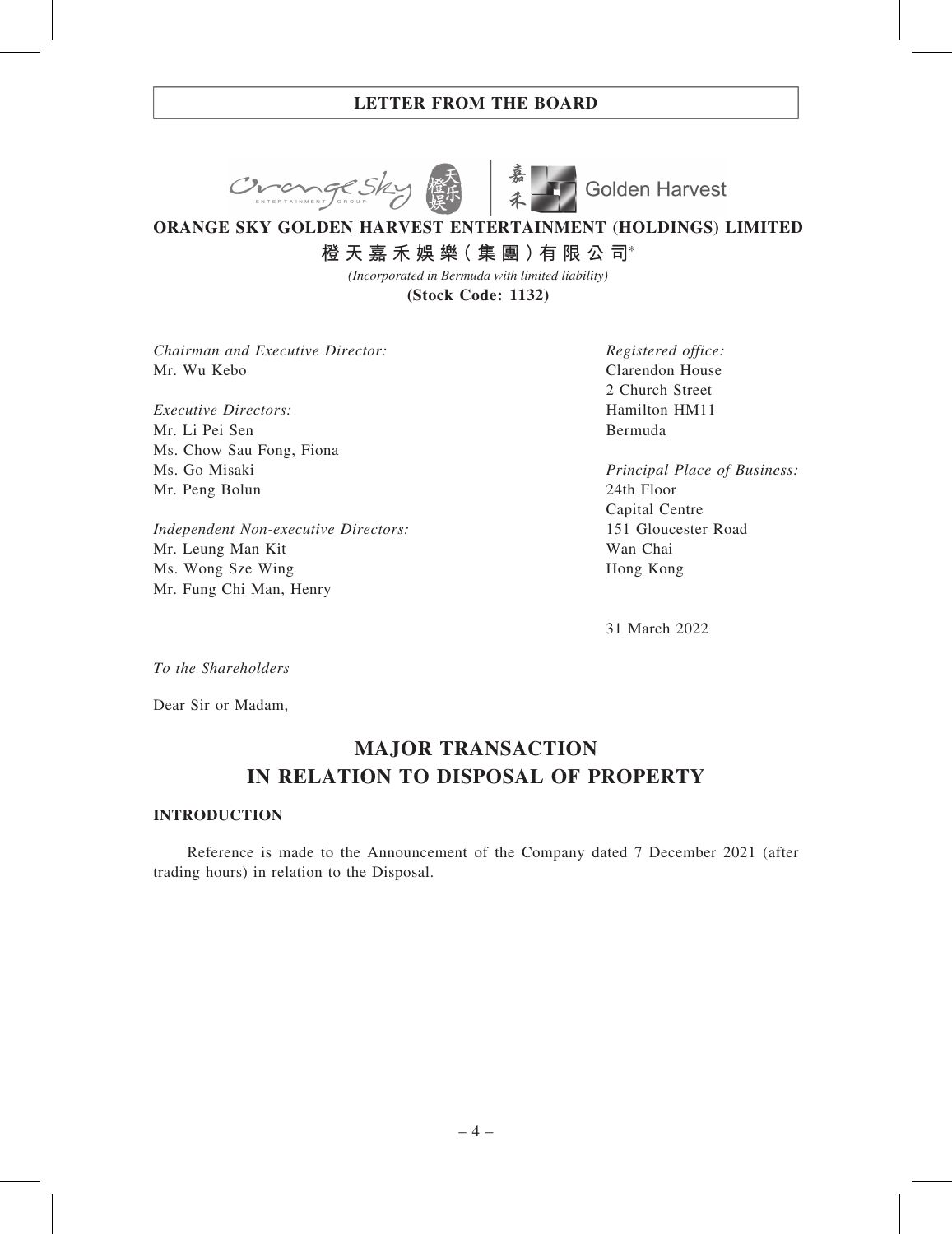## LETTER FROM THE BOARD

**ORANGE SKY GOLDEN HARVEST ENTERTAINMENT (HOLDINGS) LIMITED**

**橙天嘉禾娛樂(集團)有限公司***

*(Incorporated in Bermuda with limited liability)*

**(Stock Code: 1132)**

*Chairman and Executive Director:*
Mr. Wu Kebo

*Executive Directors:*
Mr. Li Pei Sen
Ms. Chow Sau Fong, Fiona
Ms. Go Misaki
Mr. Peng Bolun

*Independent Non-executive Directors:*
Mr. Leung Man Kit
Ms. Wong Sze Wing
Mr. Fung Chi Man, Henry

*Registered office:*
Clarendon House
2 Church Street
Hamilton HM11
Bermuda

*Principal Place of Business:*
24th Floor
Capital Centre
151 Gloucester Road
Wan Chai
Hong Kong

31 March 2022

*To the Shareholders*

Dear Sir or Madam,

# MAJOR TRANSACTION IN RELATION TO DISPOSAL OF PROPERTY

### INTRODUCTION

Reference is made to the Announcement of the Company dated 7 December 2021 (after trading hours) in relation to the Disposal.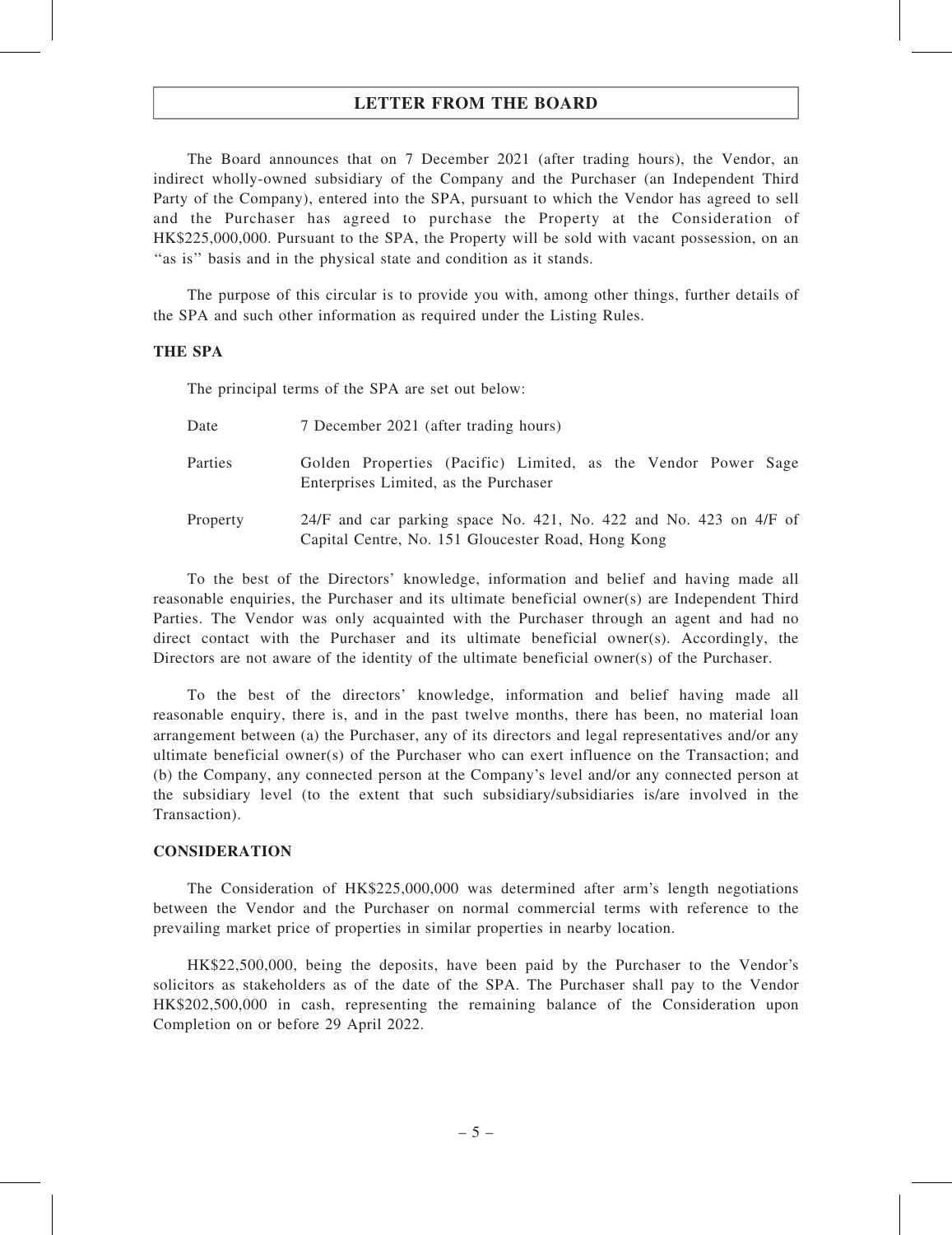## LETTER FROM THE BOARD

The Board announces that on 7 December 2021 (after trading hours), the Vendor, an indirect wholly-owned subsidiary of the Company and the Purchaser (an Independent Third Party of the Company), entered into the SPA, pursuant to which the Vendor has agreed to sell and the Purchaser has agreed to purchase the Property at the Consideration of HK$225,000,000. Pursuant to the SPA, the Property will be sold with vacant possession, on an ''as is'' basis and in the physical state and condition as it stands.

The purpose of this circular is to provide you with, among other things, further details of the SPA and such other information as required under the Listing Rules.

### THE SPA

The principal terms of the SPA are set out below:

| | |
|---|---|
| Date | 7 December 2021 (after trading hours) |
| Parties | Golden Properties (Pacific) Limited, as the Vendor Power Sage Enterprises Limited, as the Purchaser |
| Property | 24/F and car parking space No. 421, No. 422 and No. 423 on 4/F of Capital Centre, No. 151 Gloucester Road, Hong Kong |

To the best of the Directors' knowledge, information and belief and having made all reasonable enquiries, the Purchaser and its ultimate beneficial owner(s) are Independent Third Parties. The Vendor was only acquainted with the Purchaser through an agent and had no direct contact with the Purchaser and its ultimate beneficial owner(s). Accordingly, the Directors are not aware of the identity of the ultimate beneficial owner(s) of the Purchaser.

To the best of the directors' knowledge, information and belief having made all reasonable enquiry, there is, and in the past twelve months, there has been, no material loan arrangement between (a) the Purchaser, any of its directors and legal representatives and/or any ultimate beneficial owner(s) of the Purchaser who can exert influence on the Transaction; and (b) the Company, any connected person at the Company's level and/or any connected person at the subsidiary level (to the extent that such subsidiary/subsidiaries is/are involved in the Transaction).

### CONSIDERATION

The Consideration of HK$225,000,000 was determined after arm's length negotiations between the Vendor and the Purchaser on normal commercial terms with reference to the prevailing market price of properties in similar properties in nearby location.

HK$22,500,000, being the deposits, have been paid by the Purchaser to the Vendor's solicitors as stakeholders as of the date of the SPA. The Purchaser shall pay to the Vendor HK$202,500,000 in cash, representing the remaining balance of the Consideration upon Completion on or before 29 April 2022.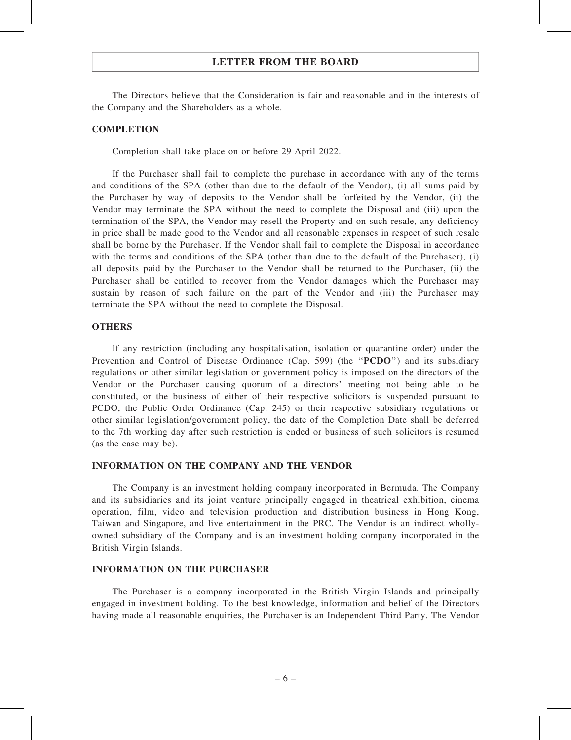The Directors believe that the Consideration is fair and reasonable and in the interests of the Company and the Shareholders as a whole.

## COMPLETION

Completion shall take place on or before 29 April 2022.

If the Purchaser shall fail to complete the purchase in accordance with any of the terms and conditions of the SPA (other than due to the default of the Vendor), (i) all sums paid by the Purchaser by way of deposits to the Vendor shall be forfeited by the Vendor, (ii) the Vendor may terminate the SPA without the need to complete the Disposal and (iii) upon the termination of the SPA, the Vendor may resell the Property and on such resale, any deficiency in price shall be made good to the Vendor and all reasonable expenses in respect of such resale shall be borne by the Purchaser. If the Vendor shall fail to complete the Disposal in accordance with the terms and conditions of the SPA (other than due to the default of the Purchaser), (i) all deposits paid by the Purchaser to the Vendor shall be returned to the Purchaser, (ii) the Purchaser shall be entitled to recover from the Vendor damages which the Purchaser may sustain by reason of such failure on the part of the Vendor and (iii) the Purchaser may terminate the SPA without the need to complete the Disposal.

## OTHERS

If any restriction (including any hospitalisation, isolation or quarantine order) under the Prevention and Control of Disease Ordinance (Cap. 599) (the "**PCDO**") and its subsidiary regulations or other similar legislation or government policy is imposed on the directors of the Vendor or the Purchaser causing quorum of a directors' meeting not being able to be constituted, or the business of either of their respective solicitors is suspended pursuant to PCDO, the Public Order Ordinance (Cap. 245) or their respective subsidiary regulations or other similar legislation/government policy, the date of the Completion Date shall be deferred to the 7th working day after such restriction is ended or business of such solicitors is resumed (as the case may be).

## INFORMATION ON THE COMPANY AND THE VENDOR

The Company is an investment holding company incorporated in Bermuda. The Company and its subsidiaries and its joint venture principally engaged in theatrical exhibition, cinema operation, film, video and television production and distribution business in Hong Kong, Taiwan and Singapore, and live entertainment in the PRC. The Vendor is an indirect wholly-owned subsidiary of the Company and is an investment holding company incorporated in the British Virgin Islands.

## INFORMATION ON THE PURCHASER

The Purchaser is a company incorporated in the British Virgin Islands and principally engaged in investment holding. To the best knowledge, information and belief of the Directors having made all reasonable enquiries, the Purchaser is an Independent Third Party. The Vendor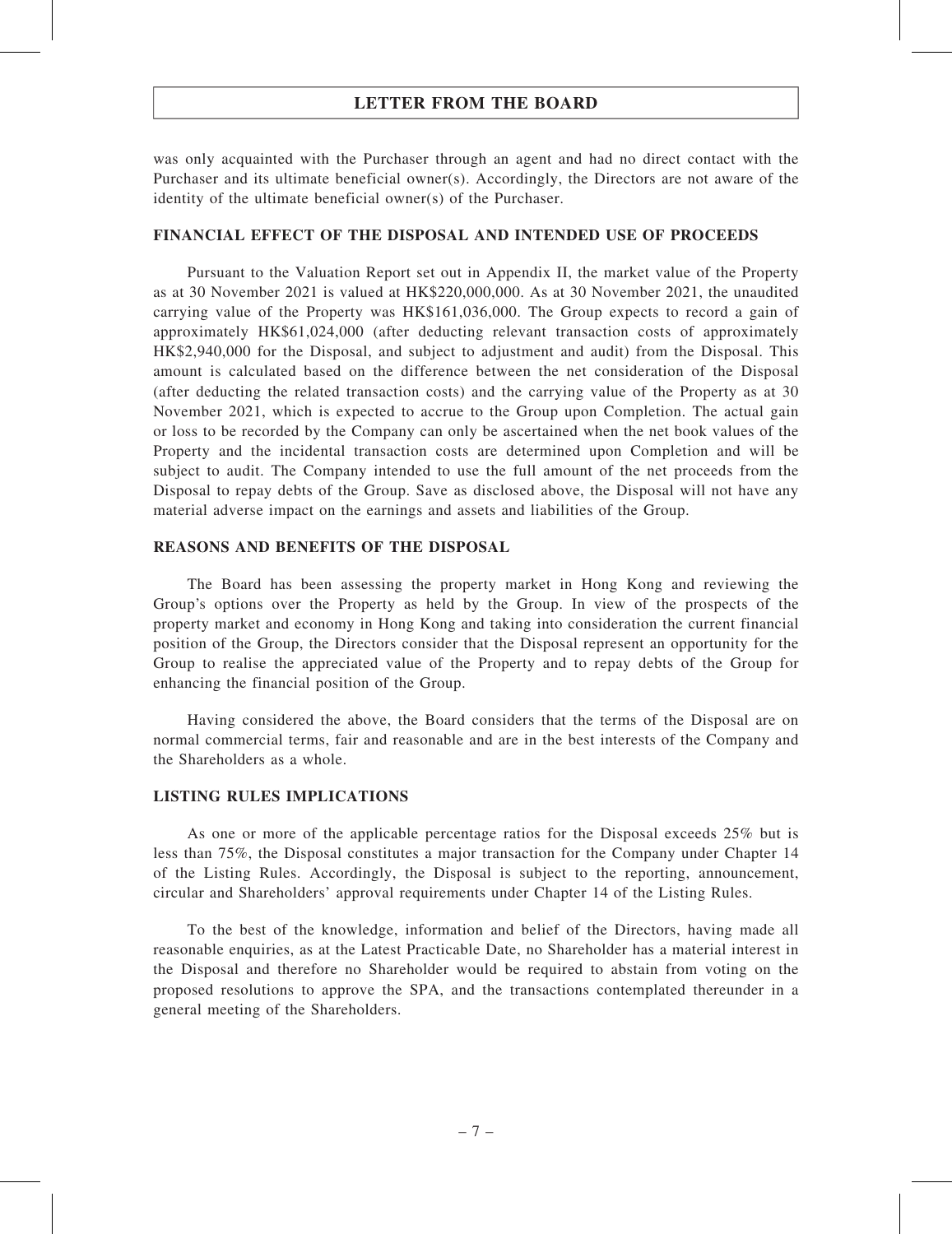was only acquainted with the Purchaser through an agent and had no direct contact with the Purchaser and its ultimate beneficial owner(s). Accordingly, the Directors are not aware of the identity of the ultimate beneficial owner(s) of the Purchaser.

## FINANCIAL EFFECT OF THE DISPOSAL AND INTENDED USE OF PROCEEDS

Pursuant to the Valuation Report set out in Appendix II, the market value of the Property as at 30 November 2021 is valued at HK$220,000,000. As at 30 November 2021, the unaudited carrying value of the Property was HK$161,036,000. The Group expects to record a gain of approximately HK$61,024,000 (after deducting relevant transaction costs of approximately HK$2,940,000 for the Disposal, and subject to adjustment and audit) from the Disposal. This amount is calculated based on the difference between the net consideration of the Disposal (after deducting the related transaction costs) and the carrying value of the Property as at 30 November 2021, which is expected to accrue to the Group upon Completion. The actual gain or loss to be recorded by the Company can only be ascertained when the net book values of the Property and the incidental transaction costs are determined upon Completion and will be subject to audit. The Company intended to use the full amount of the net proceeds from the Disposal to repay debts of the Group. Save as disclosed above, the Disposal will not have any material adverse impact on the earnings and assets and liabilities of the Group.

## REASONS AND BENEFITS OF THE DISPOSAL

The Board has been assessing the property market in Hong Kong and reviewing the Group's options over the Property as held by the Group. In view of the prospects of the property market and economy in Hong Kong and taking into consideration the current financial position of the Group, the Directors consider that the Disposal represent an opportunity for the Group to realise the appreciated value of the Property and to repay debts of the Group for enhancing the financial position of the Group.

Having considered the above, the Board considers that the terms of the Disposal are on normal commercial terms, fair and reasonable and are in the best interests of the Company and the Shareholders as a whole.

## LISTING RULES IMPLICATIONS

As one or more of the applicable percentage ratios for the Disposal exceeds 25% but is less than 75%, the Disposal constitutes a major transaction for the Company under Chapter 14 of the Listing Rules. Accordingly, the Disposal is subject to the reporting, announcement, circular and Shareholders' approval requirements under Chapter 14 of the Listing Rules.

To the best of the knowledge, information and belief of the Directors, having made all reasonable enquiries, as at the Latest Practicable Date, no Shareholder has a material interest in the Disposal and therefore no Shareholder would be required to abstain from voting on the proposed resolutions to approve the SPA, and the transactions contemplated thereunder in a general meeting of the Shareholders.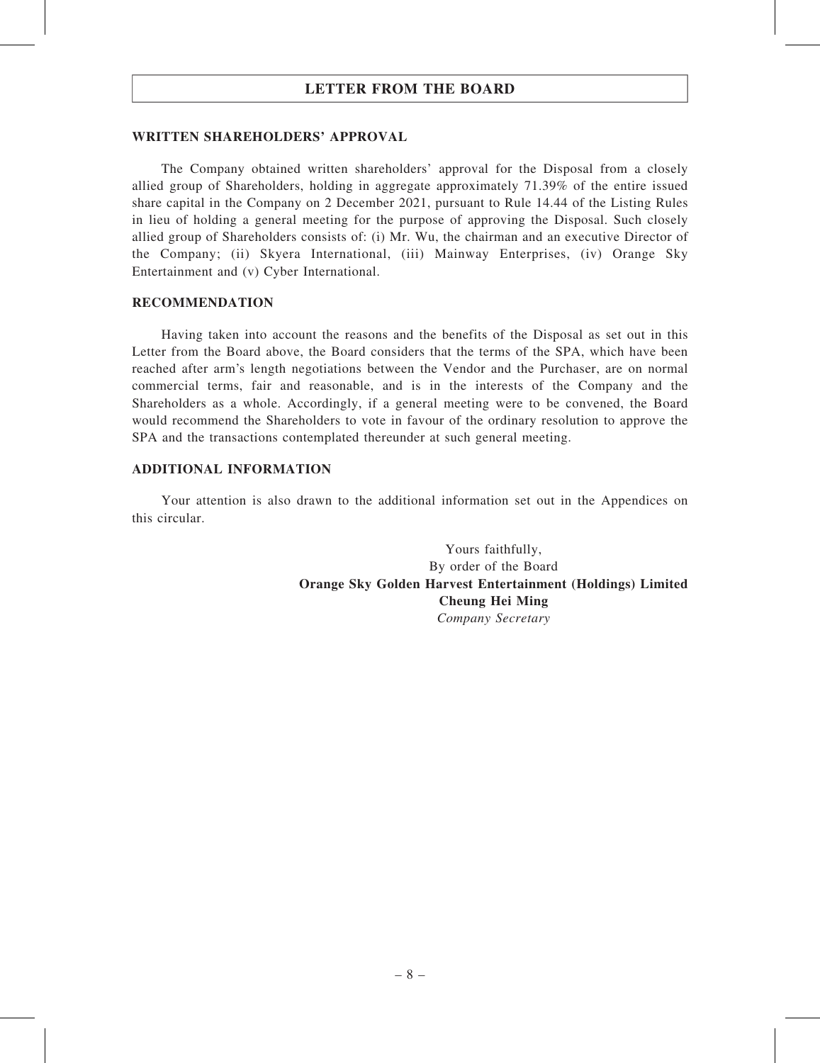## LETTER FROM THE BOARD

### WRITTEN SHAREHOLDERS' APPROVAL

The Company obtained written shareholders' approval for the Disposal from a closely allied group of Shareholders, holding in aggregate approximately 71.39% of the entire issued share capital in the Company on 2 December 2021, pursuant to Rule 14.44 of the Listing Rules in lieu of holding a general meeting for the purpose of approving the Disposal. Such closely allied group of Shareholders consists of: (i) Mr. Wu, the chairman and an executive Director of the Company; (ii) Skyera International, (iii) Mainway Enterprises, (iv) Orange Sky Entertainment and (v) Cyber International.

### RECOMMENDATION

Having taken into account the reasons and the benefits of the Disposal as set out in this Letter from the Board above, the Board considers that the terms of the SPA, which have been reached after arm's length negotiations between the Vendor and the Purchaser, are on normal commercial terms, fair and reasonable, and is in the interests of the Company and the Shareholders as a whole. Accordingly, if a general meeting were to be convened, the Board would recommend the Shareholders to vote in favour of the ordinary resolution to approve the SPA and the transactions contemplated thereunder at such general meeting.

### ADDITIONAL INFORMATION

Your attention is also drawn to the additional information set out in the Appendices on this circular.

Yours faithfully,
By order of the Board
**Orange Sky Golden Harvest Entertainment (Holdings) Limited**
**Cheung Hei Ming**
*Company Secretary*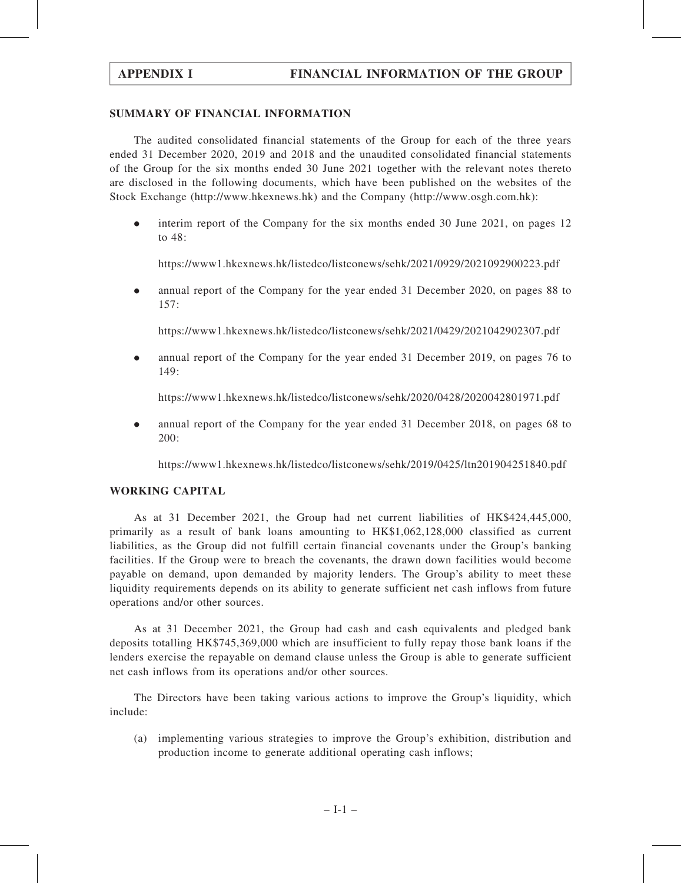## SUMMARY OF FINANCIAL INFORMATION

The audited consolidated financial statements of the Group for each of the three years ended 31 December 2020, 2019 and 2018 and the unaudited consolidated financial statements of the Group for the six months ended 30 June 2021 together with the relevant notes thereto are disclosed in the following documents, which have been published on the websites of the Stock Exchange (http://www.hkexnews.hk) and the Company (http://www.osgh.com.hk):

- interim report of the Company for the six months ended 30 June 2021, on pages 12 to 48:

  https://www1.hkexnews.hk/listedco/listconews/sehk/2021/0929/2021092900223.pdf

- annual report of the Company for the year ended 31 December 2020, on pages 88 to 157:

  https://www1.hkexnews.hk/listedco/listconews/sehk/2021/0429/2021042902307.pdf

- annual report of the Company for the year ended 31 December 2019, on pages 76 to 149:

  https://www1.hkexnews.hk/listedco/listconews/sehk/2020/0428/2020042801971.pdf

- annual report of the Company for the year ended 31 December 2018, on pages 68 to 200:

  https://www1.hkexnews.hk/listedco/listconews/sehk/2019/0425/ltn201904251840.pdf

## WORKING CAPITAL

As at 31 December 2021, the Group had net current liabilities of HK$424,445,000, primarily as a result of bank loans amounting to HK$1,062,128,000 classified as current liabilities, as the Group did not fulfill certain financial covenants under the Group's banking facilities. If the Group were to breach the covenants, the drawn down facilities would become payable on demand, upon demanded by majority lenders. The Group's ability to meet these liquidity requirements depends on its ability to generate sufficient net cash inflows from future operations and/or other sources.

As at 31 December 2021, the Group had cash and cash equivalents and pledged bank deposits totalling HK$745,369,000 which are insufficient to fully repay those bank loans if the lenders exercise the repayable on demand clause unless the Group is able to generate sufficient net cash inflows from its operations and/or other sources.

The Directors have been taking various actions to improve the Group's liquidity, which include:

(a) implementing various strategies to improve the Group's exhibition, distribution and production income to generate additional operating cash inflows;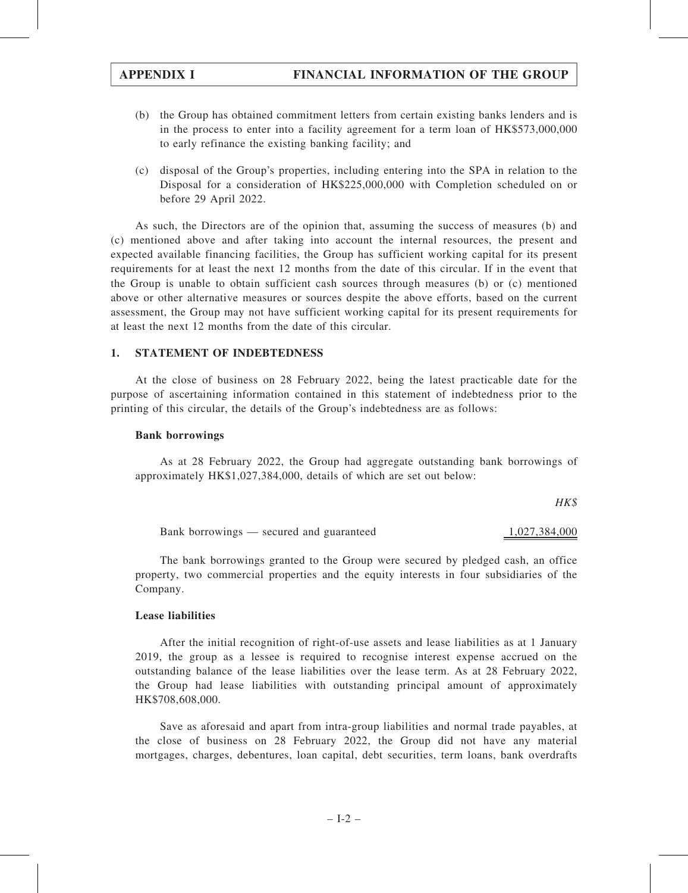(b) the Group has obtained commitment letters from certain existing banks lenders and is in the process to enter into a facility agreement for a term loan of HK$573,000,000 to early refinance the existing banking facility; and

(c) disposal of the Group's properties, including entering into the SPA in relation to the Disposal for a consideration of HK$225,000,000 with Completion scheduled on or before 29 April 2022.

As such, the Directors are of the opinion that, assuming the success of measures (b) and (c) mentioned above and after taking into account the internal resources, the present and expected available financing facilities, the Group has sufficient working capital for its present requirements for at least the next 12 months from the date of this circular. If in the event that the Group is unable to obtain sufficient cash sources through measures (b) or (c) mentioned above or other alternative measures or sources despite the above efforts, based on the current assessment, the Group may not have sufficient working capital for its present requirements for at least the next 12 months from the date of this circular.

## 1. STATEMENT OF INDEBTEDNESS

At the close of business on 28 February 2022, being the latest practicable date for the purpose of ascertaining information contained in this statement of indebtedness prior to the printing of this circular, the details of the Group's indebtedness are as follows:

### Bank borrowings

As at 28 February 2022, the Group had aggregate outstanding bank borrowings of approximately HK$1,027,384,000, details of which are set out below:

| | *HK$* |
|---|---|
| Bank borrowings — secured and guaranteed | 1,027,384,000 |

The bank borrowings granted to the Group were secured by pledged cash, an office property, two commercial properties and the equity interests in four subsidiaries of the Company.

### Lease liabilities

After the initial recognition of right-of-use assets and lease liabilities as at 1 January 2019, the group as a lessee is required to recognise interest expense accrued on the outstanding balance of the lease liabilities over the lease term. As at 28 February 2022, the Group had lease liabilities with outstanding principal amount of approximately HK$708,608,000.

Save as aforesaid and apart from intra-group liabilities and normal trade payables, at the close of business on 28 February 2022, the Group did not have any material mortgages, charges, debentures, loan capital, debt securities, term loans, bank overdrafts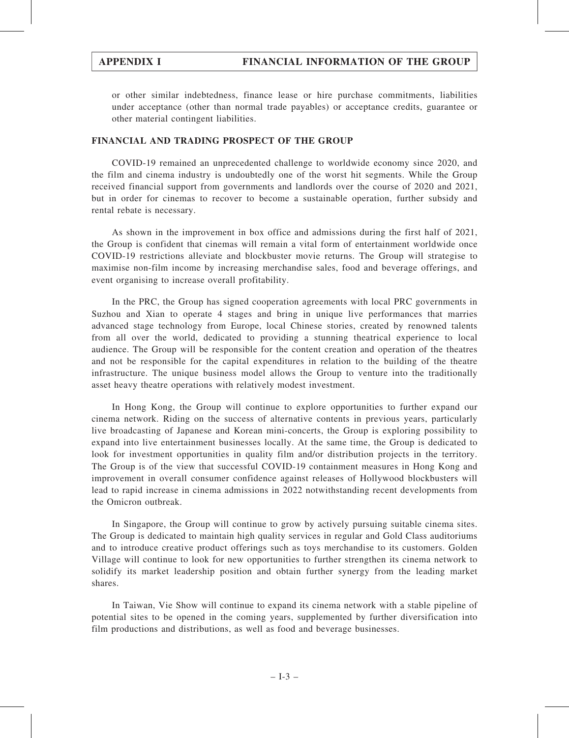or other similar indebtedness, finance lease or hire purchase commitments, liabilities under acceptance (other than normal trade payables) or acceptance credits, guarantee or other material contingent liabilities.

## FINANCIAL AND TRADING PROSPECT OF THE GROUP

COVID-19 remained an unprecedented challenge to worldwide economy since 2020, and the film and cinema industry is undoubtedly one of the worst hit segments. While the Group received financial support from governments and landlords over the course of 2020 and 2021, but in order for cinemas to recover to become a sustainable operation, further subsidy and rental rebate is necessary.

As shown in the improvement in box office and admissions during the first half of 2021, the Group is confident that cinemas will remain a vital form of entertainment worldwide once COVID-19 restrictions alleviate and blockbuster movie returns. The Group will strategise to maximise non-film income by increasing merchandise sales, food and beverage offerings, and event organising to increase overall profitability.

In the PRC, the Group has signed cooperation agreements with local PRC governments in Suzhou and Xian to operate 4 stages and bring in unique live performances that marries advanced stage technology from Europe, local Chinese stories, created by renowned talents from all over the world, dedicated to providing a stunning theatrical experience to local audience. The Group will be responsible for the content creation and operation of the theatres and not be responsible for the capital expenditures in relation to the building of the theatre infrastructure. The unique business model allows the Group to venture into the traditionally asset heavy theatre operations with relatively modest investment.

In Hong Kong, the Group will continue to explore opportunities to further expand our cinema network. Riding on the success of alternative contents in previous years, particularly live broadcasting of Japanese and Korean mini-concerts, the Group is exploring possibility to expand into live entertainment businesses locally. At the same time, the Group is dedicated to look for investment opportunities in quality film and/or distribution projects in the territory. The Group is of the view that successful COVID-19 containment measures in Hong Kong and improvement in overall consumer confidence against releases of Hollywood blockbusters will lead to rapid increase in cinema admissions in 2022 notwithstanding recent developments from the Omicron outbreak.

In Singapore, the Group will continue to grow by actively pursuing suitable cinema sites. The Group is dedicated to maintain high quality services in regular and Gold Class auditoriums and to introduce creative product offerings such as toys merchandise to its customers. Golden Village will continue to look for new opportunities to further strengthen its cinema network to solidify its market leadership position and obtain further synergy from the leading market shares.

In Taiwan, Vie Show will continue to expand its cinema network with a stable pipeline of potential sites to be opened in the coming years, supplemented by further diversification into film productions and distributions, as well as food and beverage businesses.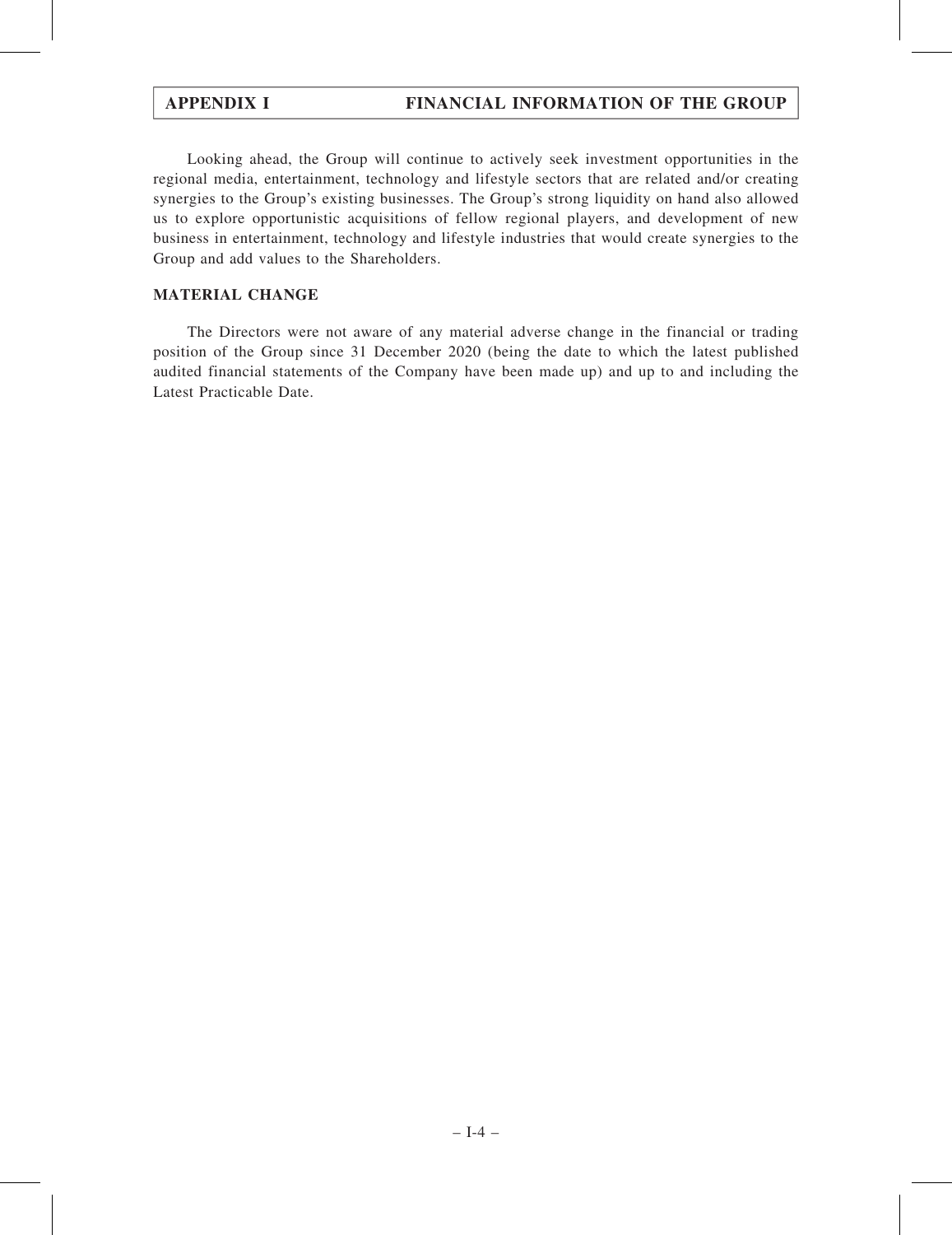Looking ahead, the Group will continue to actively seek investment opportunities in the regional media, entertainment, technology and lifestyle sectors that are related and/or creating synergies to the Group's existing businesses. The Group's strong liquidity on hand also allowed us to explore opportunistic acquisitions of fellow regional players, and development of new business in entertainment, technology and lifestyle industries that would create synergies to the Group and add values to the Shareholders.

## MATERIAL CHANGE

The Directors were not aware of any material adverse change in the financial or trading position of the Group since 31 December 2020 (being the date to which the latest published audited financial statements of the Company have been made up) and up to and including the Latest Practicable Date.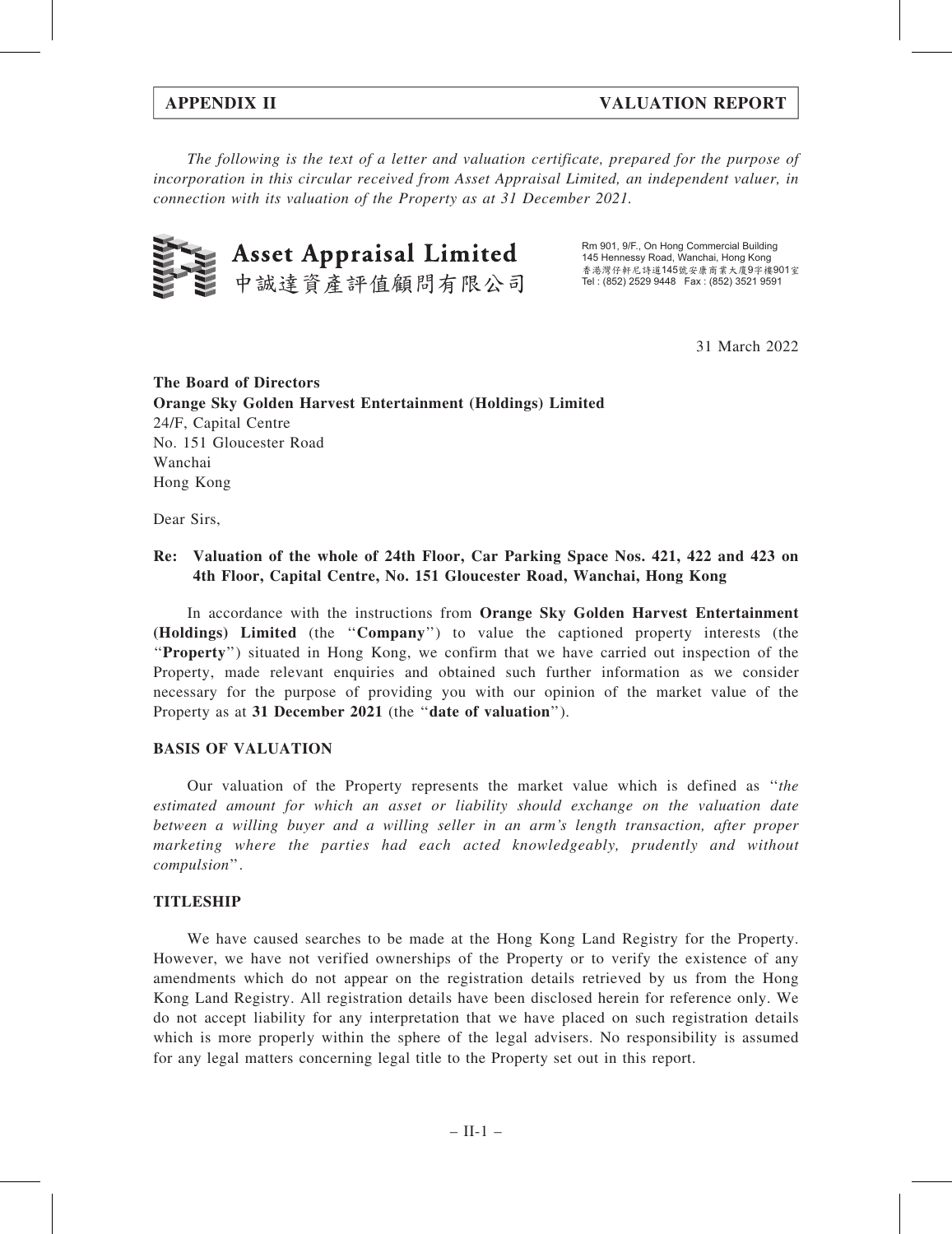*The following is the text of a letter and valuation certificate, prepared for the purpose of incorporation in this circular received from Asset Appraisal Limited, an independent valuer, in connection with its valuation of the Property as at 31 December 2021.*

**Asset Appraisal Limited**
中誠達資產評值顧問有限公司

Rm 901, 9/F., On Hong Commercial Building
145 Hennessy Road, Wanchai, Hong Kong
香港灣仔軒尼詩道145號安康商業大廈9字樓901室
Tel : (852) 2529 9448 Fax : (852) 3521 9591

31 March 2022

**The Board of Directors**
**Orange Sky Golden Harvest Entertainment (Holdings) Limited**
24/F, Capital Centre
No. 151 Gloucester Road
Wanchai
Hong Kong

Dear Sirs,

**Re: Valuation of the whole of 24th Floor, Car Parking Space Nos. 421, 422 and 423 on 4th Floor, Capital Centre, No. 151 Gloucester Road, Wanchai, Hong Kong**

In accordance with the instructions from **Orange Sky Golden Harvest Entertainment (Holdings) Limited** (the ''**Company**'') to value the captioned property interests (the ''**Property**'') situated in Hong Kong, we confirm that we have carried out inspection of the Property, made relevant enquiries and obtained such further information as we consider necessary for the purpose of providing you with our opinion of the market value of the Property as at **31 December 2021** (the ''**date of valuation**'').

## BASIS OF VALUATION

Our valuation of the Property represents the market value which is defined as ''*the estimated amount for which an asset or liability should exchange on the valuation date between a willing buyer and a willing seller in an arm's length transaction, after proper marketing where the parties had each acted knowledgeably, prudently and without compulsion*''.

## TITLESHIP

We have caused searches to be made at the Hong Kong Land Registry for the Property. However, we have not verified ownerships of the Property or to verify the existence of any amendments which do not appear on the registration details retrieved by us from the Hong Kong Land Registry. All registration details have been disclosed herein for reference only. We do not accept liability for any interpretation that we have placed on such registration details which is more properly within the sphere of the legal advisers. No responsibility is assumed for any legal matters concerning legal title to the Property set out in this report.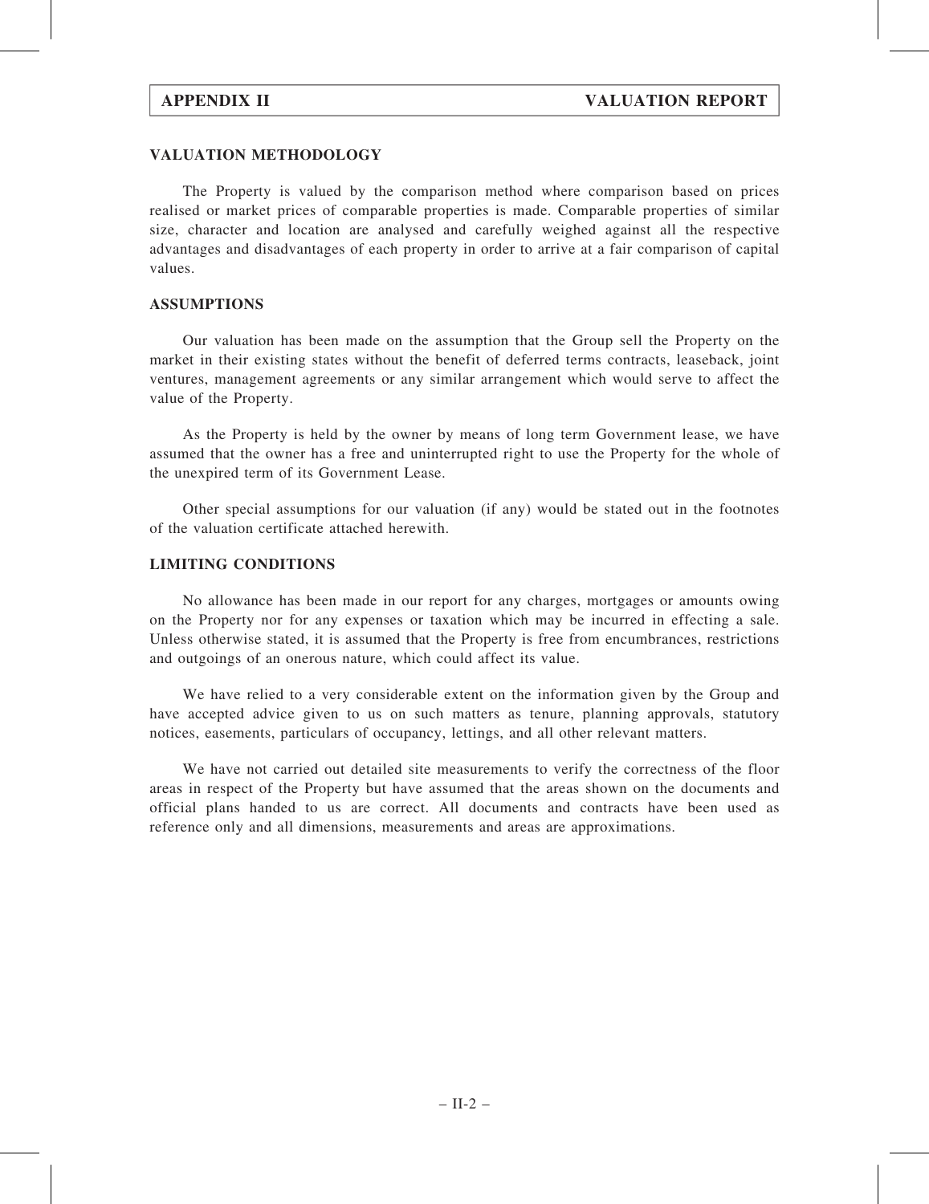## VALUATION METHODOLOGY

The Property is valued by the comparison method where comparison based on prices realised or market prices of comparable properties is made. Comparable properties of similar size, character and location are analysed and carefully weighed against all the respective advantages and disadvantages of each property in order to arrive at a fair comparison of capital values.

## ASSUMPTIONS

Our valuation has been made on the assumption that the Group sell the Property on the market in their existing states without the benefit of deferred terms contracts, leaseback, joint ventures, management agreements or any similar arrangement which would serve to affect the value of the Property.

As the Property is held by the owner by means of long term Government lease, we have assumed that the owner has a free and uninterrupted right to use the Property for the whole of the unexpired term of its Government Lease.

Other special assumptions for our valuation (if any) would be stated out in the footnotes of the valuation certificate attached herewith.

## LIMITING CONDITIONS

No allowance has been made in our report for any charges, mortgages or amounts owing on the Property nor for any expenses or taxation which may be incurred in effecting a sale. Unless otherwise stated, it is assumed that the Property is free from encumbrances, restrictions and outgoings of an onerous nature, which could affect its value.

We have relied to a very considerable extent on the information given by the Group and have accepted advice given to us on such matters as tenure, planning approvals, statutory notices, easements, particulars of occupancy, lettings, and all other relevant matters.

We have not carried out detailed site measurements to verify the correctness of the floor areas in respect of the Property but have assumed that the areas shown on the documents and official plans handed to us are correct. All documents and contracts have been used as reference only and all dimensions, measurements and areas are approximations.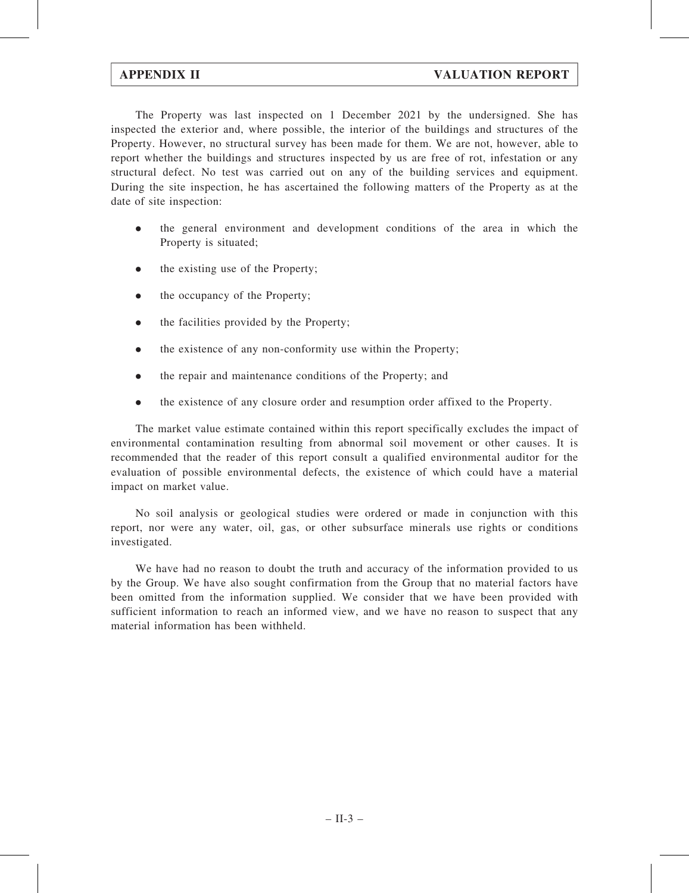The Property was last inspected on 1 December 2021 by the undersigned. She has inspected the exterior and, where possible, the interior of the buildings and structures of the Property. However, no structural survey has been made for them. We are not, however, able to report whether the buildings and structures inspected by us are free of rot, infestation or any structural defect. No test was carried out on any of the building services and equipment. During the site inspection, he has ascertained the following matters of the Property as at the date of site inspection:

- the general environment and development conditions of the area in which the Property is situated;
- the existing use of the Property;
- the occupancy of the Property;
- the facilities provided by the Property;
- the existence of any non-conformity use within the Property;
- the repair and maintenance conditions of the Property; and
- the existence of any closure order and resumption order affixed to the Property.

The market value estimate contained within this report specifically excludes the impact of environmental contamination resulting from abnormal soil movement or other causes. It is recommended that the reader of this report consult a qualified environmental auditor for the evaluation of possible environmental defects, the existence of which could have a material impact on market value.

No soil analysis or geological studies were ordered or made in conjunction with this report, nor were any water, oil, gas, or other subsurface minerals use rights or conditions investigated.

We have had no reason to doubt the truth and accuracy of the information provided to us by the Group. We have also sought confirmation from the Group that no material factors have been omitted from the information supplied. We consider that we have been provided with sufficient information to reach an informed view, and we have no reason to suspect that any material information has been withheld.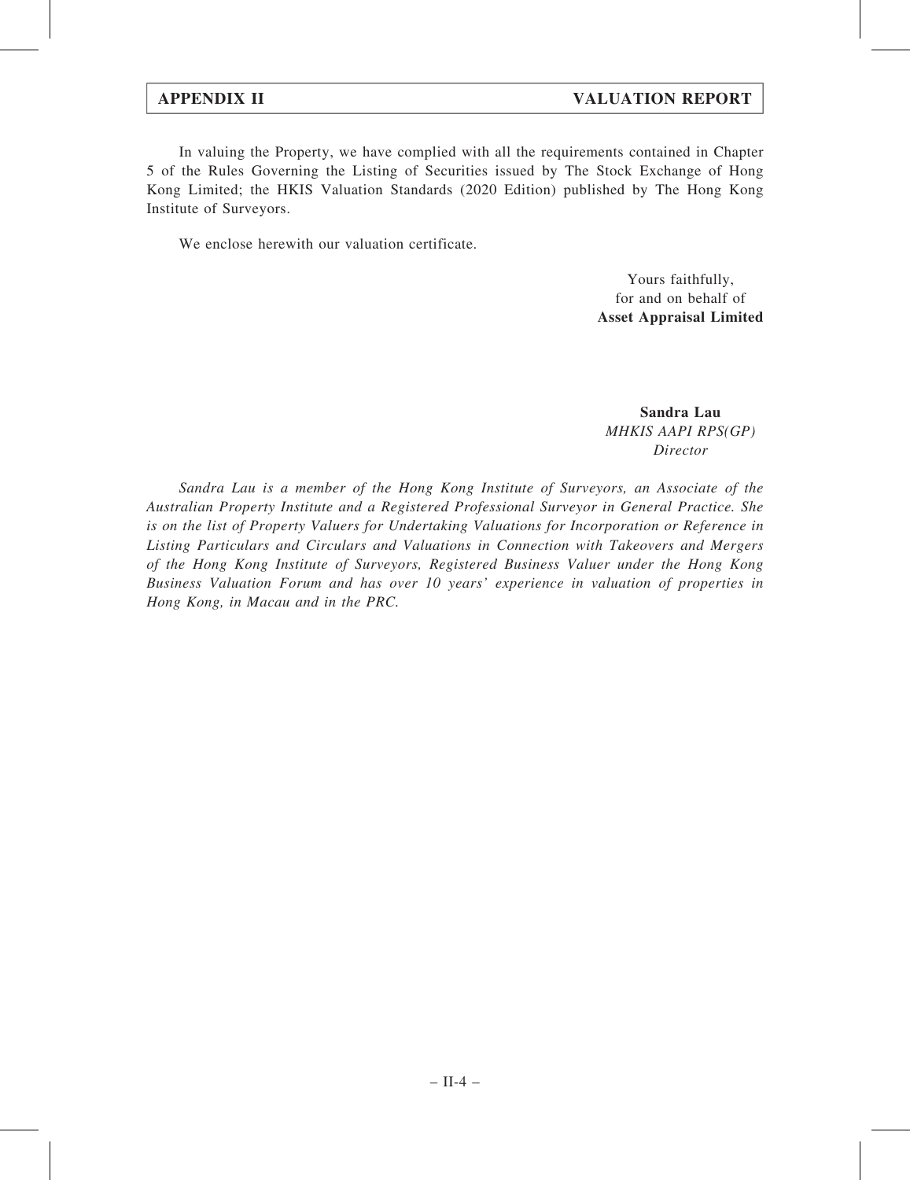In valuing the Property, we have complied with all the requirements contained in Chapter 5 of the Rules Governing the Listing of Securities issued by The Stock Exchange of Hong Kong Limited; the HKIS Valuation Standards (2020 Edition) published by The Hong Kong Institute of Surveyors.

We enclose herewith our valuation certificate.

Yours faithfully,
for and on behalf of
**Asset Appraisal Limited**

**Sandra Lau**
*MHKIS AAPI RPS(GP)*
*Director*

*Sandra Lau is a member of the Hong Kong Institute of Surveyors, an Associate of the Australian Property Institute and a Registered Professional Surveyor in General Practice. She is on the list of Property Valuers for Undertaking Valuations for Incorporation or Reference in Listing Particulars and Circulars and Valuations in Connection with Takeovers and Mergers of the Hong Kong Institute of Surveyors, Registered Business Valuer under the Hong Kong Business Valuation Forum and has over 10 years' experience in valuation of properties in Hong Kong, in Macau and in the PRC.*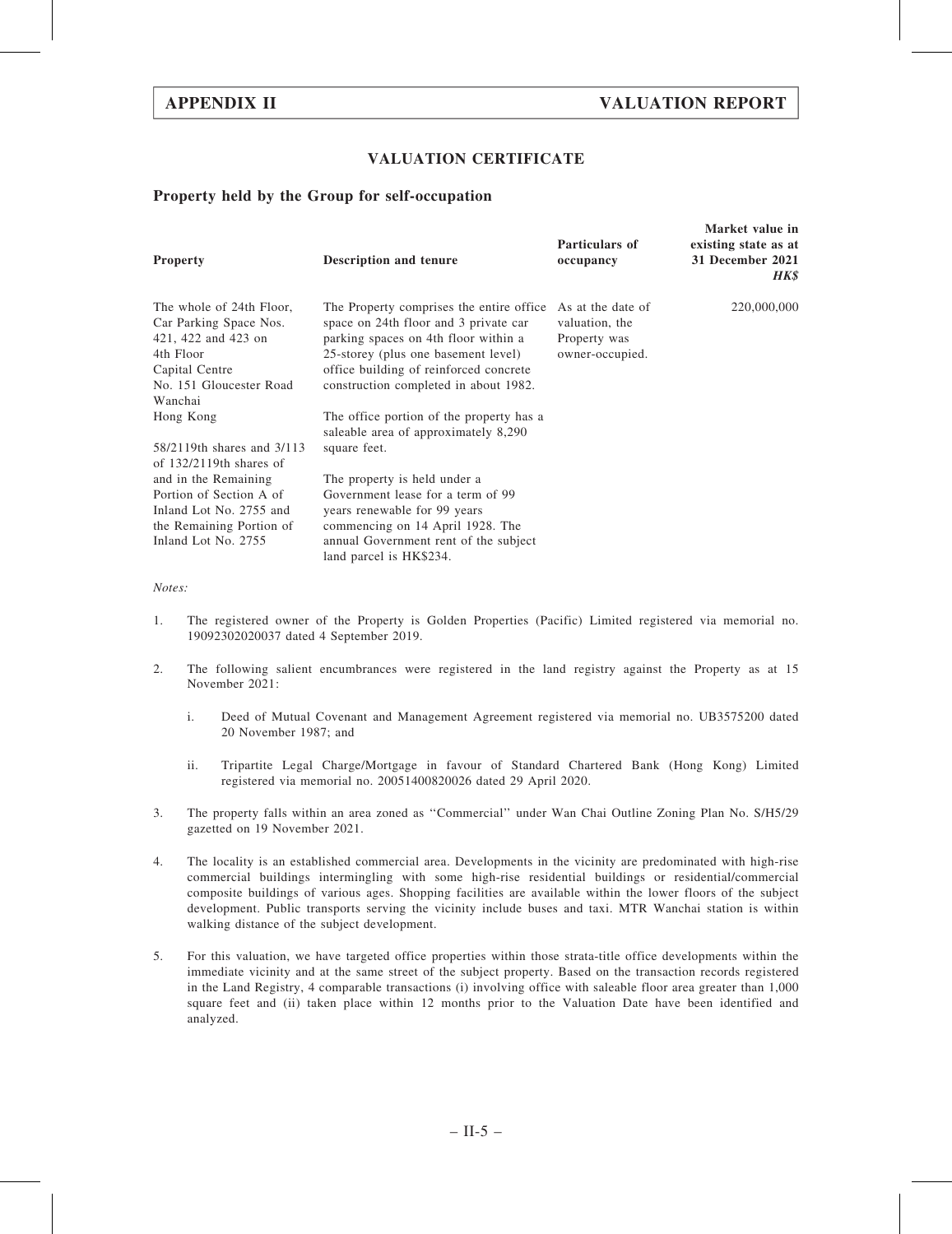## VALUATION CERTIFICATE

### Property held by the Group for self-occupation

| Property | Description and tenure | Particulars of occupancy | Market value in existing state as at 31 December 2021 *HK$* |
|---|---|---|---|
| The whole of 24th Floor, Car Parking Space Nos. 421, 422 and 423 on 4th Floor Capital Centre No. 151 Gloucester Road Wanchai Hong Kong<br><br>58/2119th shares and 3/113 of 132/2119th shares of and in the Remaining Portion of Section A of Inland Lot No. 2755 and the Remaining Portion of Inland Lot No. 2755 | The Property comprises the entire office space on 24th floor and 3 private car parking spaces on 4th floor within a 25-storey (plus one basement level) office building of reinforced concrete construction completed in about 1982.<br><br>The office portion of the property has a saleable area of approximately 8,290 square feet.<br><br>The property is held under a Government lease for a term of 99 years renewable for 99 years commencing on 14 April 1928. The annual Government rent of the subject land parcel is HK$234. | As at the date of valuation, the Property was owner-occupied. | 220,000,000 |

*Notes:*

1. The registered owner of the Property is Golden Properties (Pacific) Limited registered via memorial no. 19092302020037 dated 4 September 2019.

2. The following salient encumbrances were registered in the land registry against the Property as at 15 November 2021:

   i. Deed of Mutual Covenant and Management Agreement registered via memorial no. UB3575200 dated 20 November 1987; and

   ii. Tripartite Legal Charge/Mortgage in favour of Standard Chartered Bank (Hong Kong) Limited registered via memorial no. 20051400820026 dated 29 April 2020.

3. The property falls within an area zoned as ''Commercial'' under Wan Chai Outline Zoning Plan No. S/H5/29 gazetted on 19 November 2021.

4. The locality is an established commercial area. Developments in the vicinity are predominated with high-rise commercial buildings intermingling with some high-rise residential buildings or residential/commercial composite buildings of various ages. Shopping facilities are available within the lower floors of the subject development. Public transports serving the vicinity include buses and taxi. MTR Wanchai station is within walking distance of the subject development.

5. For this valuation, we have targeted office properties within those strata-title office developments within the immediate vicinity and at the same street of the subject property. Based on the transaction records registered in the Land Registry, 4 comparable transactions (i) involving office with saleable floor area greater than 1,000 square feet and (ii) taken place within 12 months prior to the Valuation Date have been identified and analyzed.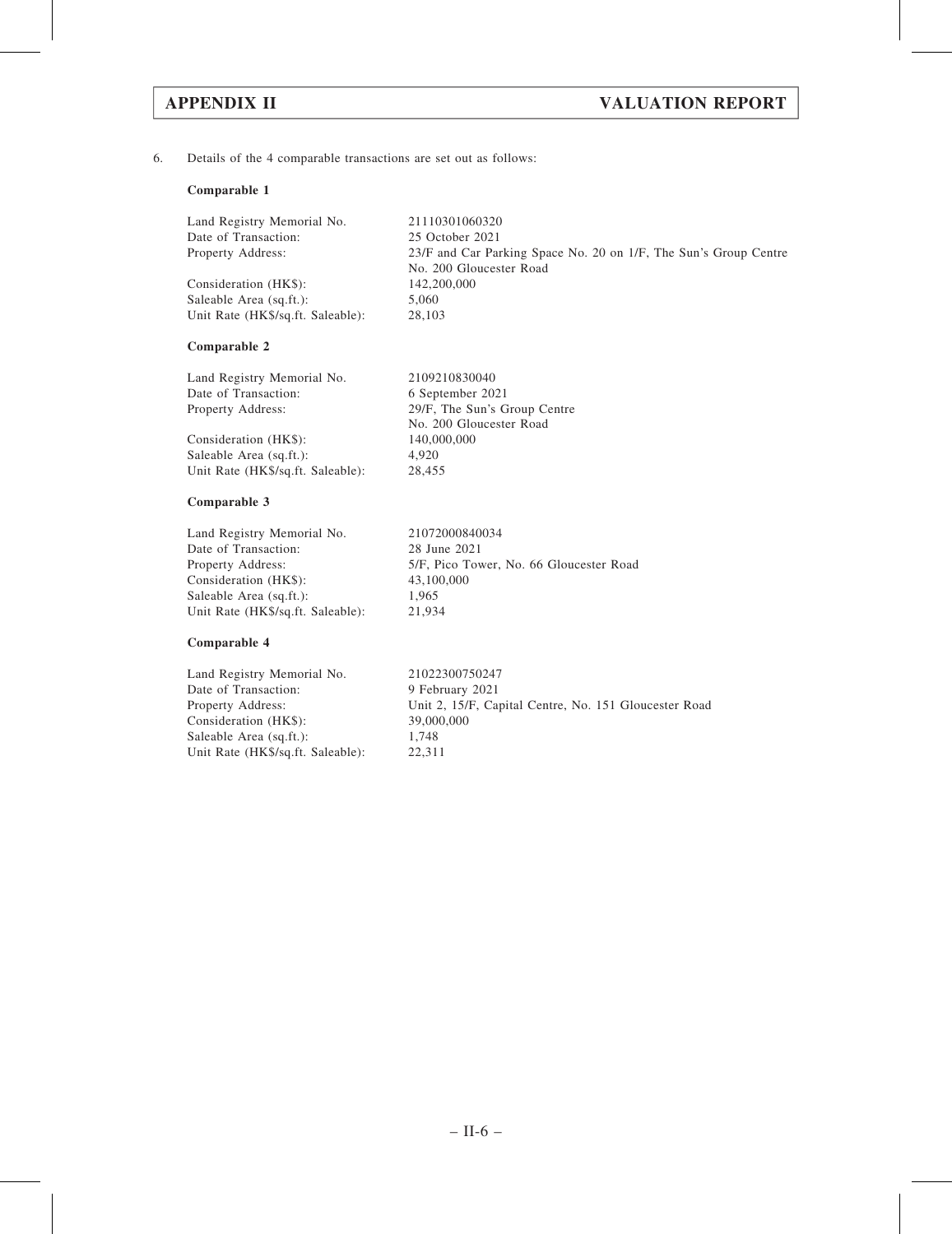6. Details of the 4 comparable transactions are set out as follows:

**Comparable 1**

| | |
|---|---|
| Land Registry Memorial No. | 21110301060320 |
| Date of Transaction: | 25 October 2021 |
| Property Address: | 23/F and Car Parking Space No. 20 on 1/F, The Sun's Group Centre No. 200 Gloucester Road |
| Consideration (HK$): | 142,200,000 |
| Saleable Area (sq.ft.): | 5,060 |
| Unit Rate (HK$/sq.ft. Saleable): | 28,103 |

**Comparable 2**

| | |
|---|---|
| Land Registry Memorial No. | 2109210830040 |
| Date of Transaction: | 6 September 2021 |
| Property Address: | 29/F, The Sun's Group Centre No. 200 Gloucester Road |
| Consideration (HK$): | 140,000,000 |
| Saleable Area (sq.ft.): | 4,920 |
| Unit Rate (HK$/sq.ft. Saleable): | 28,455 |

**Comparable 3**

| | |
|---|---|
| Land Registry Memorial No. | 21072000840034 |
| Date of Transaction: | 28 June 2021 |
| Property Address: | 5/F, Pico Tower, No. 66 Gloucester Road |
| Consideration (HK$): | 43,100,000 |
| Saleable Area (sq.ft.): | 1,965 |
| Unit Rate (HK$/sq.ft. Saleable): | 21,934 |

**Comparable 4**

| | |
|---|---|
| Land Registry Memorial No. | 21022300750247 |
| Date of Transaction: | 9 February 2021 |
| Property Address: | Unit 2, 15/F, Capital Centre, No. 151 Gloucester Road |
| Consideration (HK$): | 39,000,000 |
| Saleable Area (sq.ft.): | 1,748 |
| Unit Rate (HK$/sq.ft. Saleable): | 22,311 |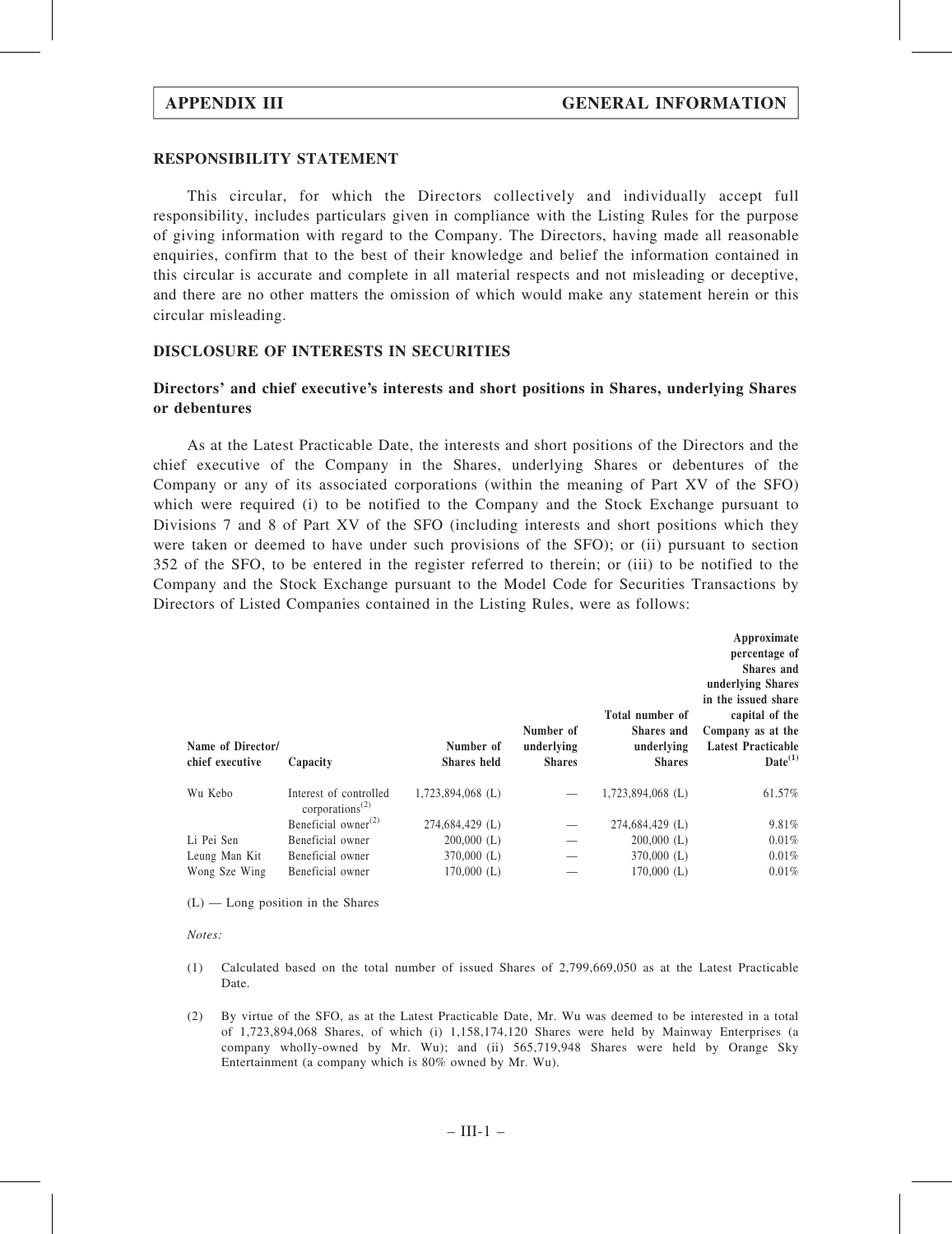## RESPONSIBILITY STATEMENT

This circular, for which the Directors collectively and individually accept full responsibility, includes particulars given in compliance with the Listing Rules for the purpose of giving information with regard to the Company. The Directors, having made all reasonable enquiries, confirm that to the best of their knowledge and belief the information contained in this circular is accurate and complete in all material respects and not misleading or deceptive, and there are no other matters the omission of which would make any statement herein or this circular misleading.

## DISCLOSURE OF INTERESTS IN SECURITIES

### Directors' and chief executive's interests and short positions in Shares, underlying Shares or debentures

As at the Latest Practicable Date, the interests and short positions of the Directors and the chief executive of the Company in the Shares, underlying Shares or debentures of the Company or any of its associated corporations (within the meaning of Part XV of the SFO) which were required (i) to be notified to the Company and the Stock Exchange pursuant to Divisions 7 and 8 of Part XV of the SFO (including interests and short positions which they were taken or deemed to have under such provisions of the SFO); or (ii) pursuant to section 352 of the SFO, to be entered in the register referred to therein; or (iii) to be notified to the Company and the Stock Exchange pursuant to the Model Code for Securities Transactions by Directors of Listed Companies contained in the Listing Rules, were as follows:

| Name of Director/ chief executive | Capacity | Number of Shares held | Number of underlying Shares | Total number of Shares and underlying Shares | Approximate percentage of Shares and underlying Shares in the issued share capital of the Company as at the Latest Practicable Date[(1)] |
|---|---|---|---|---|---|
| Wu Kebo | Interest of controlled corporations[(2)] | 1,723,894,068 (L) | — | 1,723,894,068 (L) | 61.57% |
| | Beneficial owner[(2)] | 274,684,429 (L) | — | 274,684,429 (L) | 9.81% |
| Li Pei Sen | Beneficial owner | 200,000 (L) | — | 200,000 (L) | 0.01% |
| Leung Man Kit | Beneficial owner | 370,000 (L) | — | 370,000 (L) | 0.01% |
| Wong Sze Wing | Beneficial owner | 170,000 (L) | — | 170,000 (L) | 0.01% |

(L) — Long position in the Shares

*Notes:*

(1) Calculated based on the total number of issued Shares of 2,799,669,050 as at the Latest Practicable Date.

(2) By virtue of the SFO, as at the Latest Practicable Date, Mr. Wu was deemed to be interested in a total of 1,723,894,068 Shares, of which (i) 1,158,174,120 Shares were held by Mainway Enterprises (a company wholly-owned by Mr. Wu); and (ii) 565,719,948 Shares were held by Orange Sky Entertainment (a company which is 80% owned by Mr. Wu).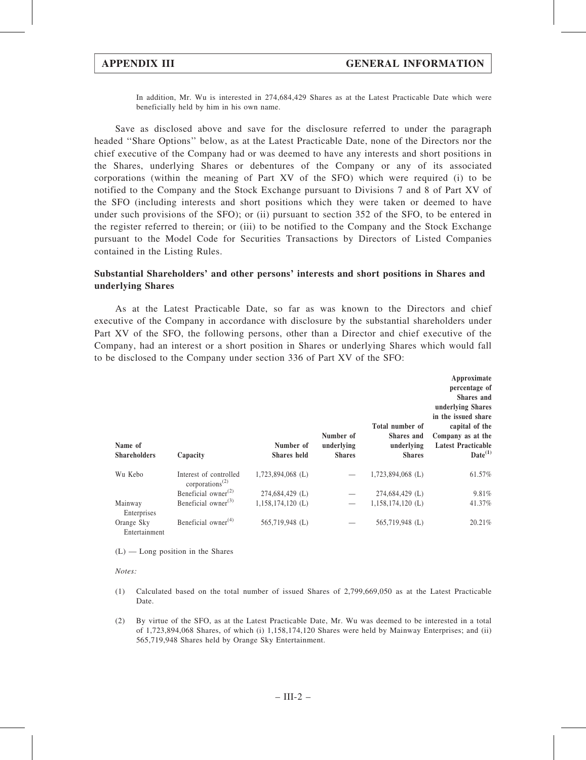In addition, Mr. Wu is interested in 274,684,429 Shares as at the Latest Practicable Date which were beneficially held by him in his own name.

Save as disclosed above and save for the disclosure referred to under the paragraph headed ''Share Options'' below, as at the Latest Practicable Date, none of the Directors nor the chief executive of the Company had or was deemed to have any interests and short positions in the Shares, underlying Shares or debentures of the Company or any of its associated corporations (within the meaning of Part XV of the SFO) which were required (i) to be notified to the Company and the Stock Exchange pursuant to Divisions 7 and 8 of Part XV of the SFO (including interests and short positions which they were taken or deemed to have under such provisions of the SFO); or (ii) pursuant to section 352 of the SFO, to be entered in the register referred to therein; or (iii) to be notified to the Company and the Stock Exchange pursuant to the Model Code for Securities Transactions by Directors of Listed Companies contained in the Listing Rules.

### Substantial Shareholders' and other persons' interests and short positions in Shares and underlying Shares

As at the Latest Practicable Date, so far as was known to the Directors and chief executive of the Company in accordance with disclosure by the substantial shareholders under Part XV of the SFO, the following persons, other than a Director and chief executive of the Company, had an interest or a short position in Shares or underlying Shares which would fall to be disclosed to the Company under section 336 of Part XV of the SFO:

| Name of Shareholders | Capacity | Number of Shares held | Number of underlying Shares | Total number of Shares and underlying Shares | Approximate percentage of Shares and underlying Shares in the issued share capital of the Company as at the Latest Practicable Date[(1)] |
|---|---|---|---|---|---|
| Wu Kebo | Interest of controlled corporations[(2)] | 1,723,894,068 (L) | — | 1,723,894,068 (L) | 61.57% |
| | Beneficial owner[(2)] | 274,684,429 (L) | — | 274,684,429 (L) | 9.81% |
| Mainway Enterprises | Beneficial owner[(3)] | 1,158,174,120 (L) | — | 1,158,174,120 (L) | 41.37% |
| Orange Sky Entertainment | Beneficial owner[(4)] | 565,719,948 (L) | — | 565,719,948 (L) | 20.21% |

(L) — Long position in the Shares

*Notes:*

(1) Calculated based on the total number of issued Shares of 2,799,669,050 as at the Latest Practicable Date.

(2) By virtue of the SFO, as at the Latest Practicable Date, Mr. Wu was deemed to be interested in a total of 1,723,894,068 Shares, of which (i) 1,158,174,120 Shares were held by Mainway Enterprises; and (ii) 565,719,948 Shares held by Orange Sky Entertainment.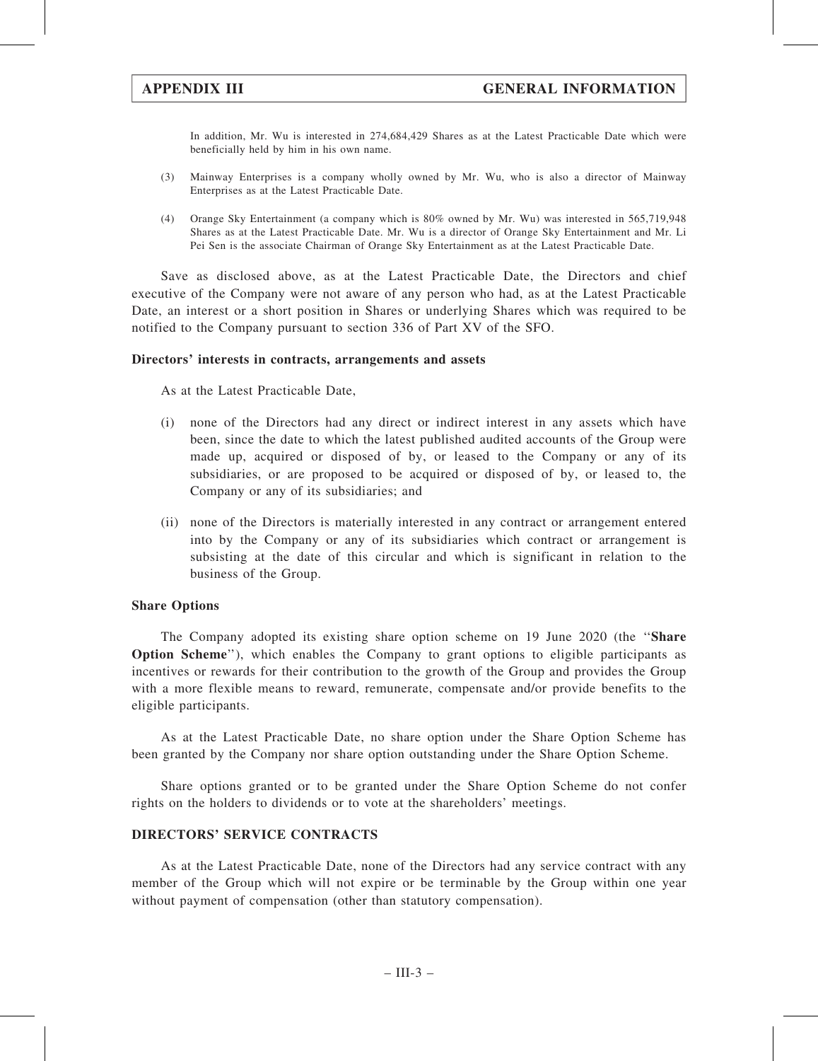In addition, Mr. Wu is interested in 274,684,429 Shares as at the Latest Practicable Date which were beneficially held by him in his own name.

(3) Mainway Enterprises is a company wholly owned by Mr. Wu, who is also a director of Mainway Enterprises as at the Latest Practicable Date.

(4) Orange Sky Entertainment (a company which is 80% owned by Mr. Wu) was interested in 565,719,948 Shares as at the Latest Practicable Date. Mr. Wu is a director of Orange Sky Entertainment and Mr. Li Pei Sen is the associate Chairman of Orange Sky Entertainment as at the Latest Practicable Date.

Save as disclosed above, as at the Latest Practicable Date, the Directors and chief executive of the Company were not aware of any person who had, as at the Latest Practicable Date, an interest or a short position in Shares or underlying Shares which was required to be notified to the Company pursuant to section 336 of Part XV of the SFO.

**Directors' interests in contracts, arrangements and assets**

As at the Latest Practicable Date,

(i) none of the Directors had any direct or indirect interest in any assets which have been, since the date to which the latest published audited accounts of the Group were made up, acquired or disposed of by, or leased to the Company or any of its subsidiaries, or are proposed to be acquired or disposed of by, or leased to, the Company or any of its subsidiaries; and

(ii) none of the Directors is materially interested in any contract or arrangement entered into by the Company or any of its subsidiaries which contract or arrangement is subsisting at the date of this circular and which is significant in relation to the business of the Group.

**Share Options**

The Company adopted its existing share option scheme on 19 June 2020 (the "**Share Option Scheme**"), which enables the Company to grant options to eligible participants as incentives or rewards for their contribution to the growth of the Group and provides the Group with a more flexible means to reward, remunerate, compensate and/or provide benefits to the eligible participants.

As at the Latest Practicable Date, no share option under the Share Option Scheme has been granted by the Company nor share option outstanding under the Share Option Scheme.

Share options granted or to be granted under the Share Option Scheme do not confer rights on the holders to dividends or to vote at the shareholders' meetings.

**DIRECTORS' SERVICE CONTRACTS**

As at the Latest Practicable Date, none of the Directors had any service contract with any member of the Group which will not expire or be terminable by the Group within one year without payment of compensation (other than statutory compensation).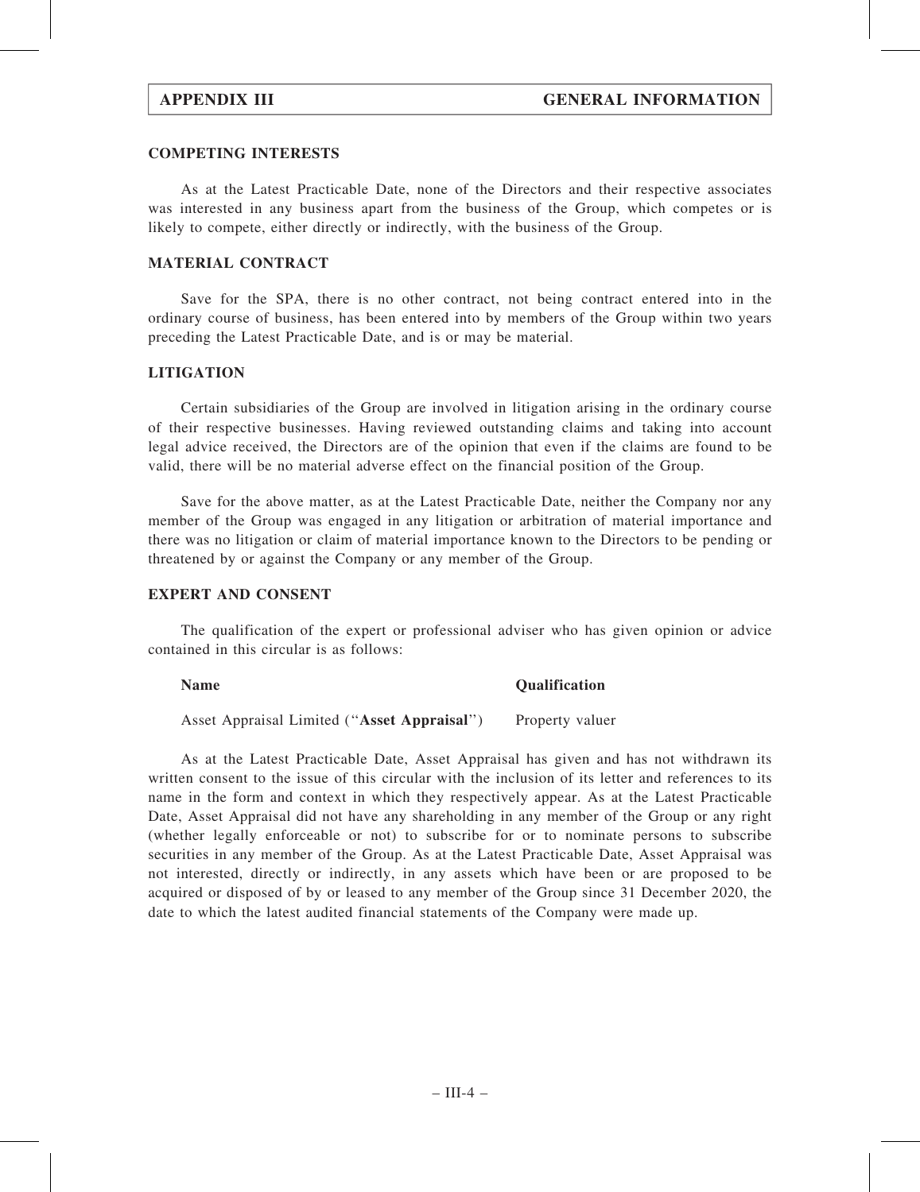## COMPETING INTERESTS

As at the Latest Practicable Date, none of the Directors and their respective associates was interested in any business apart from the business of the Group, which competes or is likely to compete, either directly or indirectly, with the business of the Group.

## MATERIAL CONTRACT

Save for the SPA, there is no other contract, not being contract entered into in the ordinary course of business, has been entered into by members of the Group within two years preceding the Latest Practicable Date, and is or may be material.

## LITIGATION

Certain subsidiaries of the Group are involved in litigation arising in the ordinary course of their respective businesses. Having reviewed outstanding claims and taking into account legal advice received, the Directors are of the opinion that even if the claims are found to be valid, there will be no material adverse effect on the financial position of the Group.

Save for the above matter, as at the Latest Practicable Date, neither the Company nor any member of the Group was engaged in any litigation or arbitration of material importance and there was no litigation or claim of material importance known to the Directors to be pending or threatened by or against the Company or any member of the Group.

## EXPERT AND CONSENT

The qualification of the expert or professional adviser who has given opinion or advice contained in this circular is as follows:

| Name | Qualification |
|---|---|
| Asset Appraisal Limited ("**Asset Appraisal**") | Property valuer |

As at the Latest Practicable Date, Asset Appraisal has given and has not withdrawn its written consent to the issue of this circular with the inclusion of its letter and references to its name in the form and context in which they respectively appear. As at the Latest Practicable Date, Asset Appraisal did not have any shareholding in any member of the Group or any right (whether legally enforceable or not) to subscribe for or to nominate persons to subscribe securities in any member of the Group. As at the Latest Practicable Date, Asset Appraisal was not interested, directly or indirectly, in any assets which have been or are proposed to be acquired or disposed of by or leased to any member of the Group since 31 December 2020, the date to which the latest audited financial statements of the Company were made up.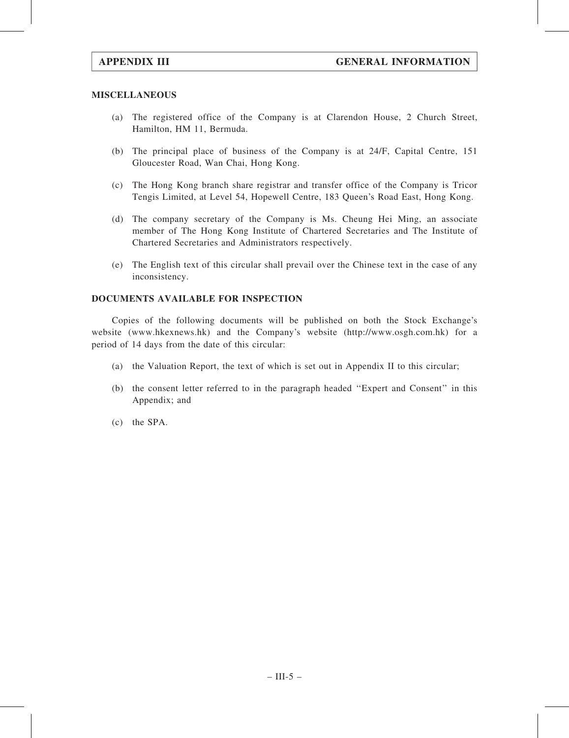## MISCELLANEOUS

(a) The registered office of the Company is at Clarendon House, 2 Church Street, Hamilton, HM 11, Bermuda.

(b) The principal place of business of the Company is at 24/F, Capital Centre, 151 Gloucester Road, Wan Chai, Hong Kong.

(c) The Hong Kong branch share registrar and transfer office of the Company is Tricor Tengis Limited, at Level 54, Hopewell Centre, 183 Queen's Road East, Hong Kong.

(d) The company secretary of the Company is Ms. Cheung Hei Ming, an associate member of The Hong Kong Institute of Chartered Secretaries and The Institute of Chartered Secretaries and Administrators respectively.

(e) The English text of this circular shall prevail over the Chinese text in the case of any inconsistency.

## DOCUMENTS AVAILABLE FOR INSPECTION

Copies of the following documents will be published on both the Stock Exchange's website (www.hkexnews.hk) and the Company's website (http://www.osgh.com.hk) for a period of 14 days from the date of this circular:

(a) the Valuation Report, the text of which is set out in Appendix II to this circular;

(b) the consent letter referred to in the paragraph headed "Expert and Consent" in this Appendix; and

(c) the SPA.